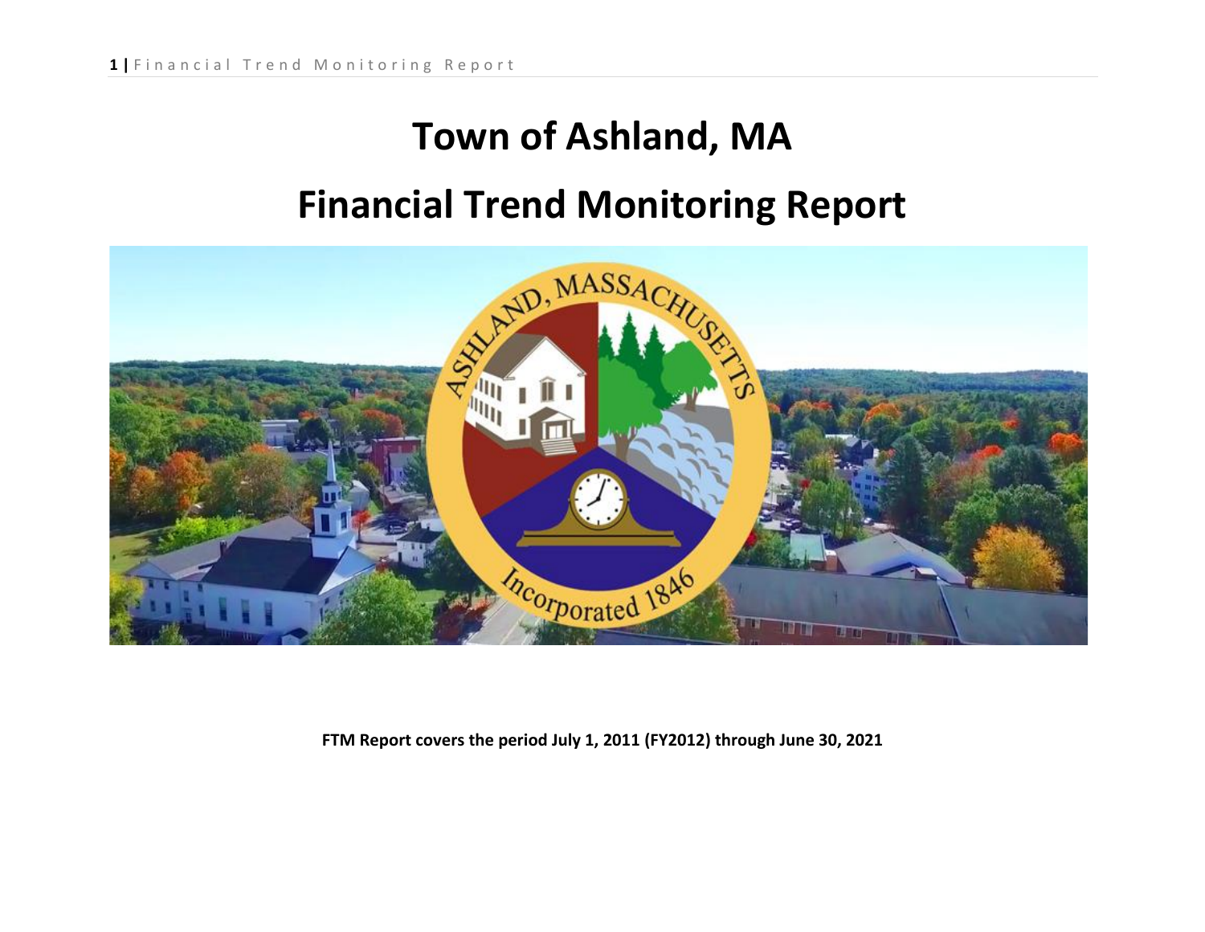# Town of Ashland, MA

# Financial Trend Monitoring Report

**FTM Report covers the period July 1, 2011 (FY2012) through June 30, 2021**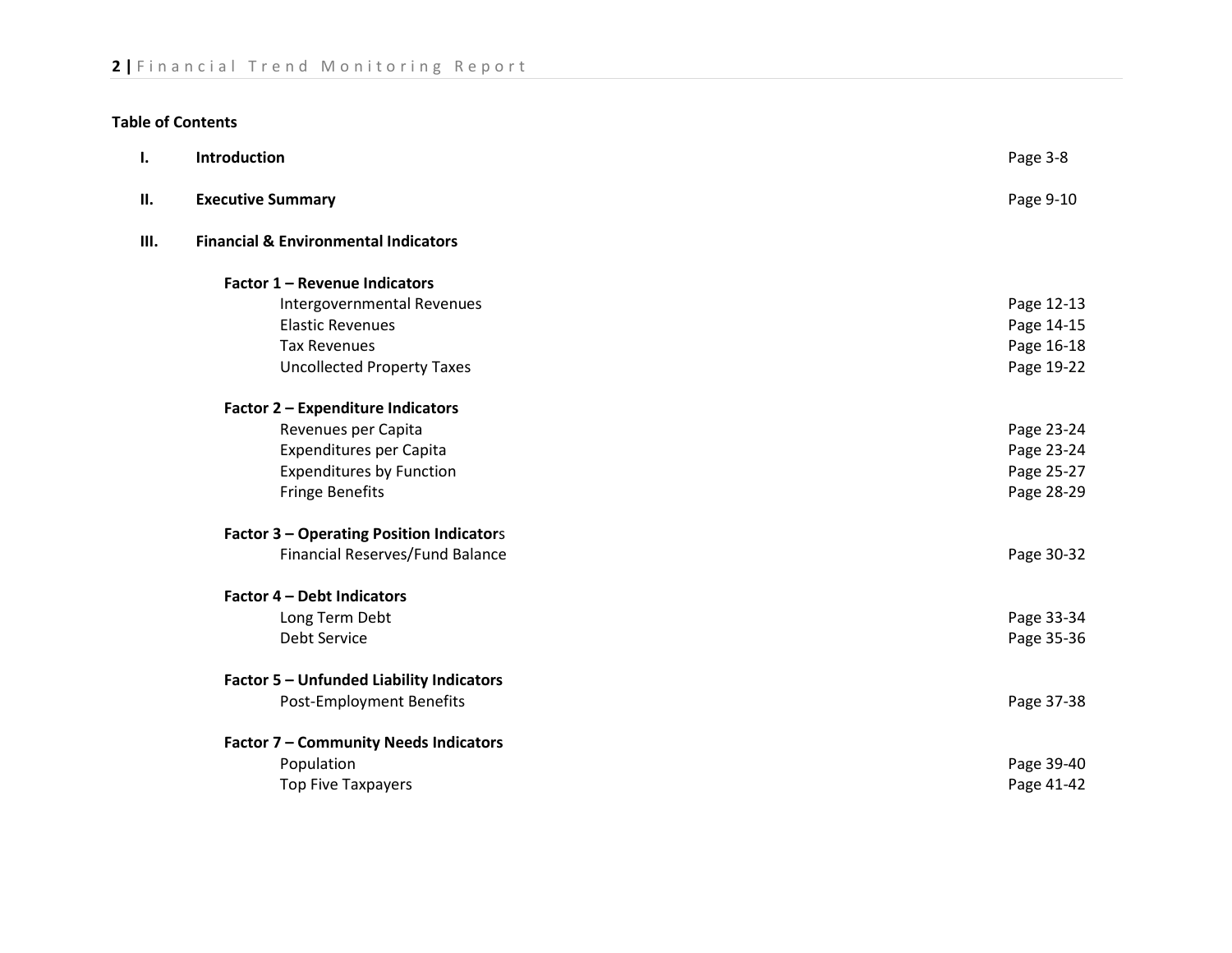**Table of Contents**

| | | |
|---|---|---|
| **I.** | **Introduction** | Page 3-8 |
| **II.** | **Executive Summary** | Page 9-10 |
| **III.** | **Financial & Environmental Indicators** | |
| | **Factor 1 – Revenue Indicators** | |
| | Intergovernmental Revenues | Page 12-13 |
| | Elastic Revenues | Page 14-15 |
| | Tax Revenues | Page 16-18 |
| | Uncollected Property Taxes | Page 19-22 |
| | **Factor 2 – Expenditure Indicators** | |
| | Revenues per Capita | Page 23-24 |
| | Expenditures per Capita | Page 23-24 |
| | Expenditures by Function | Page 25-27 |
| | Fringe Benefits | Page 28-29 |
| | **Factor 3 – Operating Position Indicator**s | |
| | Financial Reserves/Fund Balance | Page 30-32 |
| | **Factor 4 – Debt Indicators** | |
| | Long Term Debt | Page 33-34 |
| | Debt Service | Page 35-36 |
| | **Factor 5 – Unfunded Liability Indicators** | |
| | Post-Employment Benefits | Page 37-38 |
| | **Factor 7 – Community Needs Indicators** | |
| | Population | Page 39-40 |
| | Top Five Taxpayers | Page 41-42 |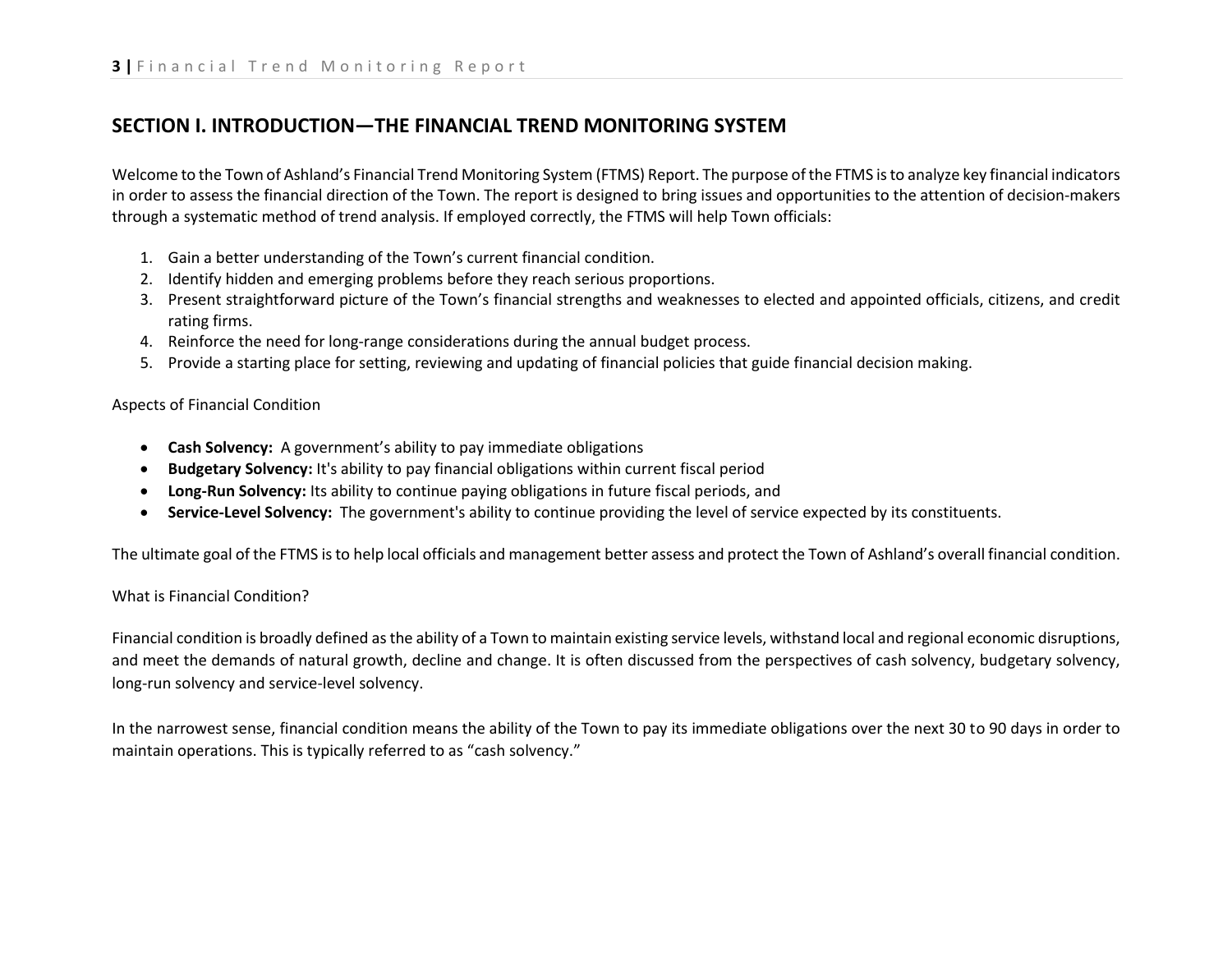## SECTION I. INTRODUCTION—THE FINANCIAL TREND MONITORING SYSTEM

Welcome to the Town of Ashland's Financial Trend Monitoring System (FTMS) Report. The purpose of the FTMS is to analyze key financial indicators in order to assess the financial direction of the Town. The report is designed to bring issues and opportunities to the attention of decision-makers through a systematic method of trend analysis. If employed correctly, the FTMS will help Town officials:

1. Gain a better understanding of the Town's current financial condition.
2. Identify hidden and emerging problems before they reach serious proportions.
3. Present straightforward picture of the Town's financial strengths and weaknesses to elected and appointed officials, citizens, and credit rating firms.
4. Reinforce the need for long-range considerations during the annual budget process.
5. Provide a starting place for setting, reviewing and updating of financial policies that guide financial decision making.

Aspects of Financial Condition

- **Cash Solvency:** A government's ability to pay immediate obligations
- **Budgetary Solvency:** It's ability to pay financial obligations within current fiscal period
- **Long-Run Solvency:** Its ability to continue paying obligations in future fiscal periods, and
- **Service-Level Solvency:** The government's ability to continue providing the level of service expected by its constituents.

The ultimate goal of the FTMS is to help local officials and management better assess and protect the Town of Ashland's overall financial condition.

What is Financial Condition?

Financial condition is broadly defined as the ability of a Town to maintain existing service levels, withstand local and regional economic disruptions, and meet the demands of natural growth, decline and change. It is often discussed from the perspectives of cash solvency, budgetary solvency, long-run solvency and service-level solvency.

In the narrowest sense, financial condition means the ability of the Town to pay its immediate obligations over the next 30 to 90 days in order to maintain operations. This is typically referred to as "cash solvency."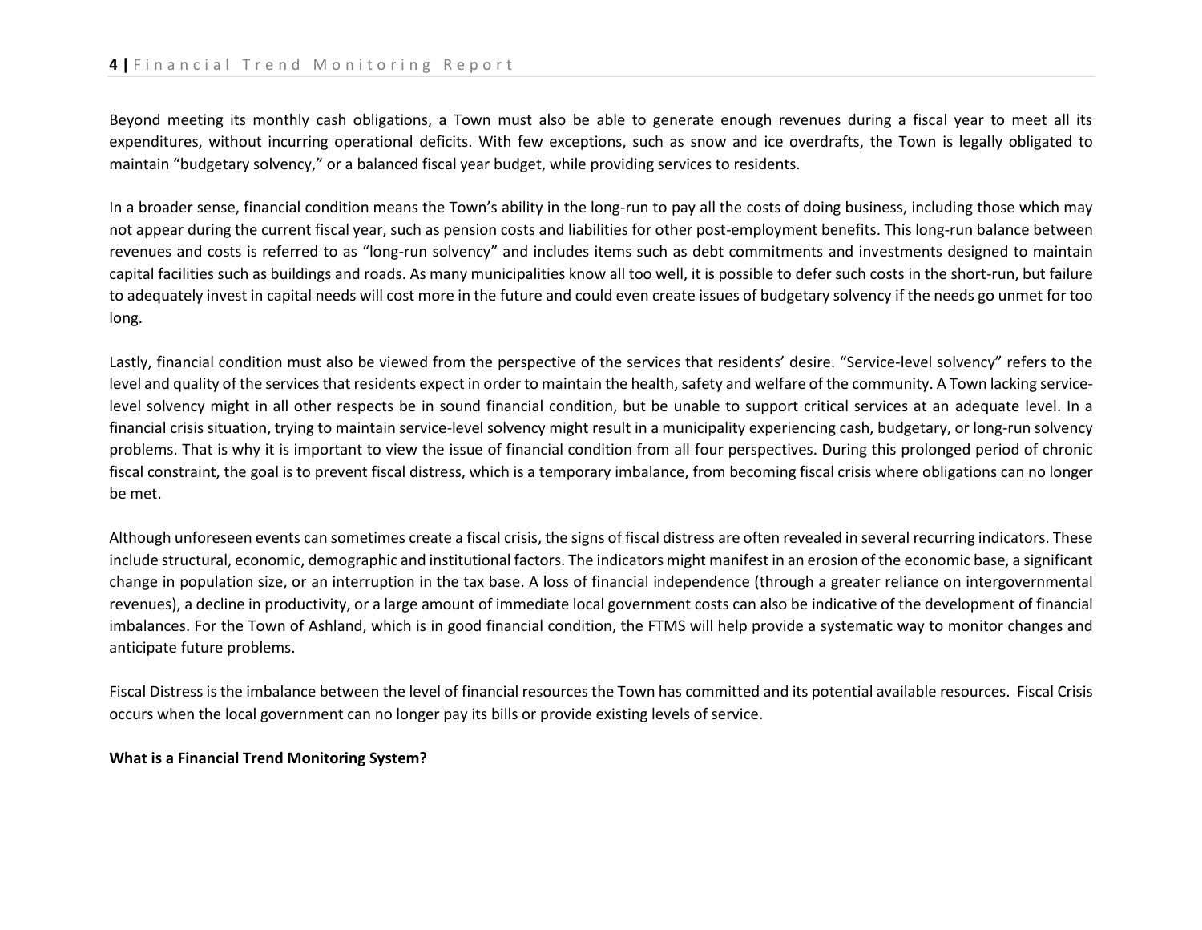Beyond meeting its monthly cash obligations, a Town must also be able to generate enough revenues during a fiscal year to meet all its expenditures, without incurring operational deficits. With few exceptions, such as snow and ice overdrafts, the Town is legally obligated to maintain "budgetary solvency," or a balanced fiscal year budget, while providing services to residents.

In a broader sense, financial condition means the Town's ability in the long-run to pay all the costs of doing business, including those which may not appear during the current fiscal year, such as pension costs and liabilities for other post-employment benefits. This long-run balance between revenues and costs is referred to as "long-run solvency" and includes items such as debt commitments and investments designed to maintain capital facilities such as buildings and roads. As many municipalities know all too well, it is possible to defer such costs in the short-run, but failure to adequately invest in capital needs will cost more in the future and could even create issues of budgetary solvency if the needs go unmet for too long.

Lastly, financial condition must also be viewed from the perspective of the services that residents' desire. "Service-level solvency" refers to the level and quality of the services that residents expect in order to maintain the health, safety and welfare of the community. A Town lacking service-level solvency might in all other respects be in sound financial condition, but be unable to support critical services at an adequate level. In a financial crisis situation, trying to maintain service-level solvency might result in a municipality experiencing cash, budgetary, or long-run solvency problems. That is why it is important to view the issue of financial condition from all four perspectives. During this prolonged period of chronic fiscal constraint, the goal is to prevent fiscal distress, which is a temporary imbalance, from becoming fiscal crisis where obligations can no longer be met.

Although unforeseen events can sometimes create a fiscal crisis, the signs of fiscal distress are often revealed in several recurring indicators. These include structural, economic, demographic and institutional factors. The indicators might manifest in an erosion of the economic base, a significant change in population size, or an interruption in the tax base. A loss of financial independence (through a greater reliance on intergovernmental revenues), a decline in productivity, or a large amount of immediate local government costs can also be indicative of the development of financial imbalances. For the Town of Ashland, which is in good financial condition, the FTMS will help provide a systematic way to monitor changes and anticipate future problems.

Fiscal Distress is the imbalance between the level of financial resources the Town has committed and its potential available resources. Fiscal Crisis occurs when the local government can no longer pay its bills or provide existing levels of service.

**What is a Financial Trend Monitoring System?**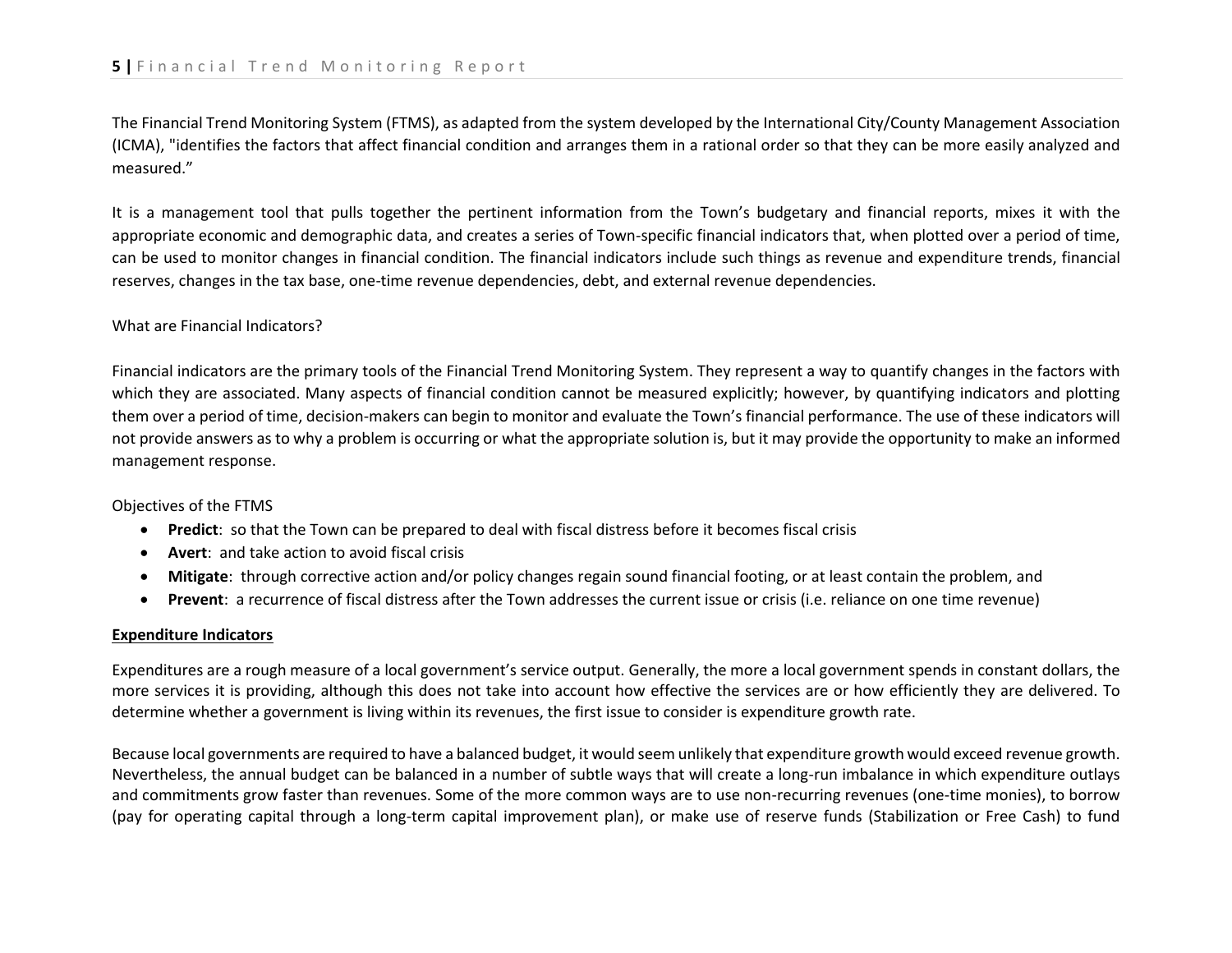The Financial Trend Monitoring System (FTMS), as adapted from the system developed by the International City/County Management Association (ICMA), "identifies the factors that affect financial condition and arranges them in a rational order so that they can be more easily analyzed and measured."

It is a management tool that pulls together the pertinent information from the Town's budgetary and financial reports, mixes it with the appropriate economic and demographic data, and creates a series of Town-specific financial indicators that, when plotted over a period of time, can be used to monitor changes in financial condition. The financial indicators include such things as revenue and expenditure trends, financial reserves, changes in the tax base, one-time revenue dependencies, debt, and external revenue dependencies.

What are Financial Indicators?

Financial indicators are the primary tools of the Financial Trend Monitoring System. They represent a way to quantify changes in the factors with which they are associated. Many aspects of financial condition cannot be measured explicitly; however, by quantifying indicators and plotting them over a period of time, decision-makers can begin to monitor and evaluate the Town's financial performance. The use of these indicators will not provide answers as to why a problem is occurring or what the appropriate solution is, but it may provide the opportunity to make an informed management response.

Objectives of the FTMS

- **Predict**: so that the Town can be prepared to deal with fiscal distress before it becomes fiscal crisis
- **Avert**: and take action to avoid fiscal crisis
- **Mitigate**: through corrective action and/or policy changes regain sound financial footing, or at least contain the problem, and
- **Prevent**: a recurrence of fiscal distress after the Town addresses the current issue or crisis (i.e. reliance on one time revenue)

**Expenditure Indicators**

Expenditures are a rough measure of a local government's service output. Generally, the more a local government spends in constant dollars, the more services it is providing, although this does not take into account how effective the services are or how efficiently they are delivered. To determine whether a government is living within its revenues, the first issue to consider is expenditure growth rate.

Because local governments are required to have a balanced budget, it would seem unlikely that expenditure growth would exceed revenue growth. Nevertheless, the annual budget can be balanced in a number of subtle ways that will create a long-run imbalance in which expenditure outlays and commitments grow faster than revenues. Some of the more common ways are to use non-recurring revenues (one-time monies), to borrow (pay for operating capital through a long-term capital improvement plan), or make use of reserve funds (Stabilization or Free Cash) to fund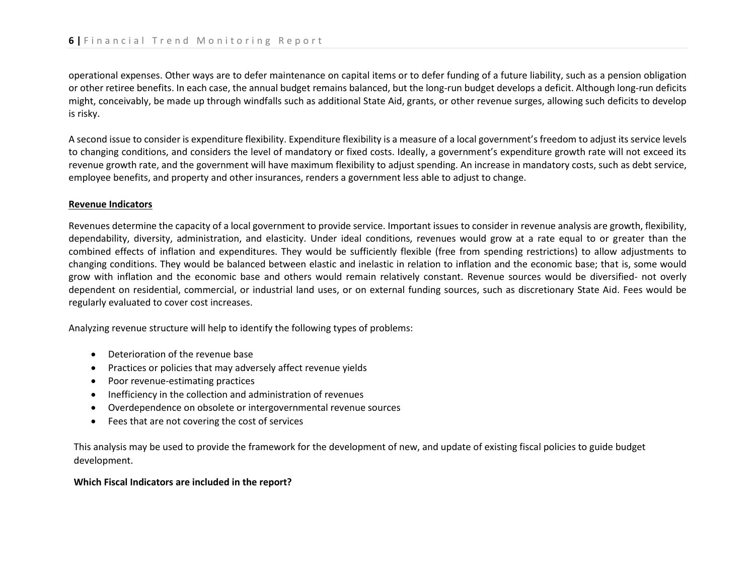operational expenses. Other ways are to defer maintenance on capital items or to defer funding of a future liability, such as a pension obligation or other retiree benefits. In each case, the annual budget remains balanced, but the long-run budget develops a deficit. Although long-run deficits might, conceivably, be made up through windfalls such as additional State Aid, grants, or other revenue surges, allowing such deficits to develop is risky.

A second issue to consider is expenditure flexibility. Expenditure flexibility is a measure of a local government's freedom to adjust its service levels to changing conditions, and considers the level of mandatory or fixed costs. Ideally, a government's expenditure growth rate will not exceed its revenue growth rate, and the government will have maximum flexibility to adjust spending. An increase in mandatory costs, such as debt service, employee benefits, and property and other insurances, renders a government less able to adjust to change.

**Revenue Indicators**

Revenues determine the capacity of a local government to provide service. Important issues to consider in revenue analysis are growth, flexibility, dependability, diversity, administration, and elasticity. Under ideal conditions, revenues would grow at a rate equal to or greater than the combined effects of inflation and expenditures. They would be sufficiently flexible (free from spending restrictions) to allow adjustments to changing conditions. They would be balanced between elastic and inelastic in relation to inflation and the economic base; that is, some would grow with inflation and the economic base and others would remain relatively constant. Revenue sources would be diversified- not overly dependent on residential, commercial, or industrial land uses, or on external funding sources, such as discretionary State Aid. Fees would be regularly evaluated to cover cost increases.

Analyzing revenue structure will help to identify the following types of problems:

- Deterioration of the revenue base
- Practices or policies that may adversely affect revenue yields
- Poor revenue-estimating practices
- Inefficiency in the collection and administration of revenues
- Overdependence on obsolete or intergovernmental revenue sources
- Fees that are not covering the cost of services

This analysis may be used to provide the framework for the development of new, and update of existing fiscal policies to guide budget development.

**Which Fiscal Indicators are included in the report?**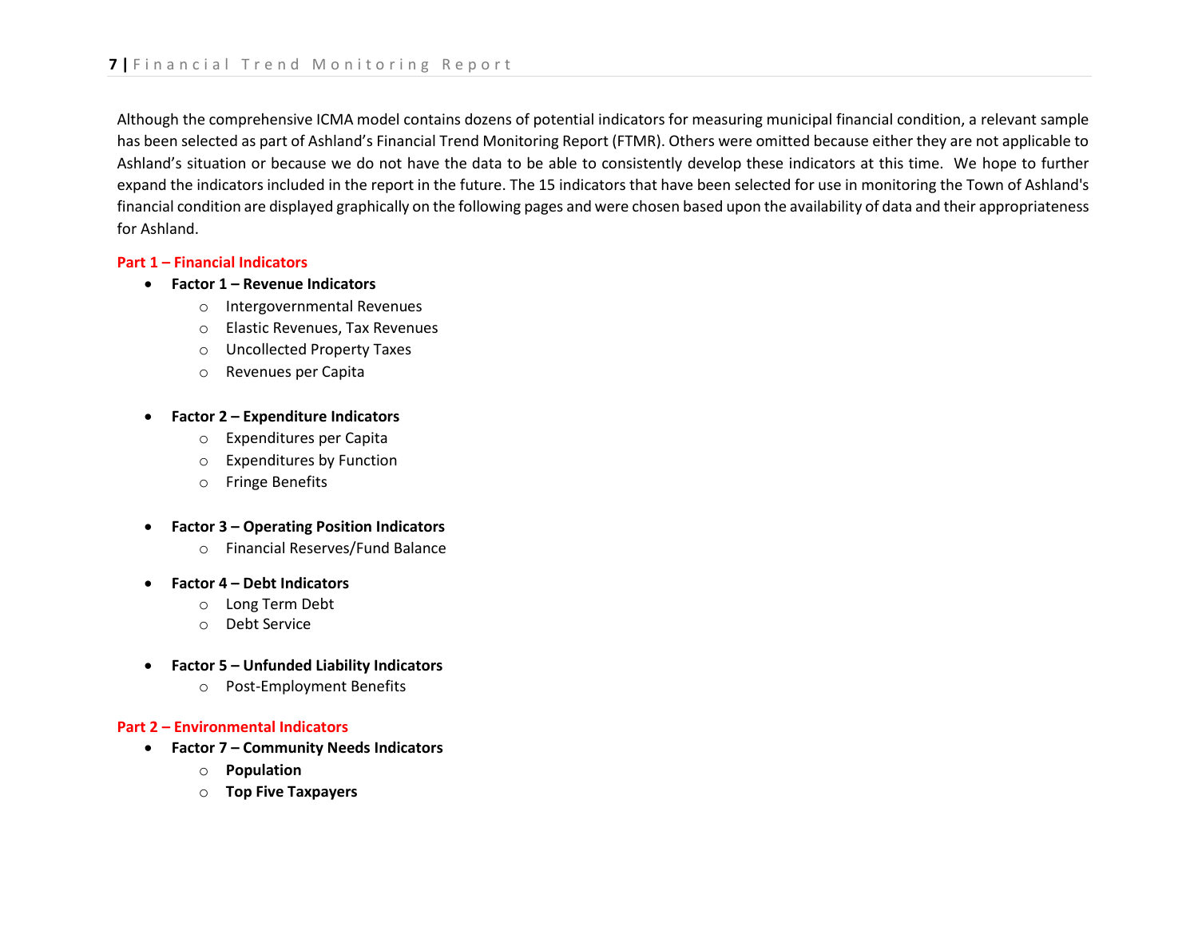Although the comprehensive ICMA model contains dozens of potential indicators for measuring municipal financial condition, a relevant sample has been selected as part of Ashland's Financial Trend Monitoring Report (FTMR). Others were omitted because either they are not applicable to Ashland's situation or because we do not have the data to be able to consistently develop these indicators at this time. We hope to further expand the indicators included in the report in the future. The 15 indicators that have been selected for use in monitoring the Town of Ashland's financial condition are displayed graphically on the following pages and were chosen based upon the availability of data and their appropriateness for Ashland.

**Part 1 – Financial Indicators**

- **Factor 1 – Revenue Indicators**
  - Intergovernmental Revenues
  - Elastic Revenues, Tax Revenues
  - Uncollected Property Taxes
  - Revenues per Capita

- **Factor 2 – Expenditure Indicators**
  - Expenditures per Capita
  - Expenditures by Function
  - Fringe Benefits

- **Factor 3 – Operating Position Indicators**
  - Financial Reserves/Fund Balance

- **Factor 4 – Debt Indicators**
  - Long Term Debt
  - Debt Service

- **Factor 5 – Unfunded Liability Indicators**
  - Post-Employment Benefits

**Part 2 – Environmental Indicators**

- **Factor 7 – Community Needs Indicators**
  - **Population**
  - **Top Five Taxpayers**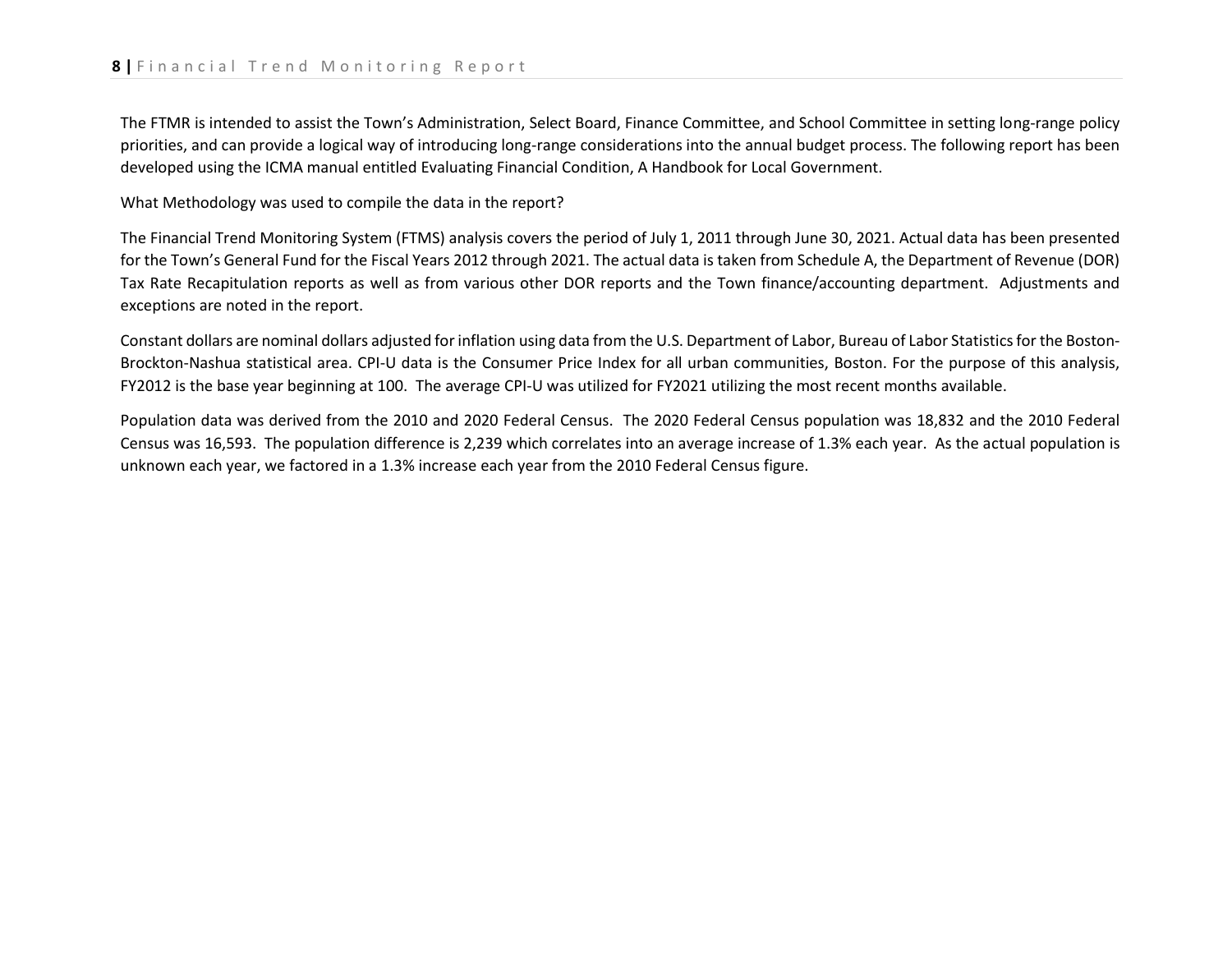The FTMR is intended to assist the Town's Administration, Select Board, Finance Committee, and School Committee in setting long-range policy priorities, and can provide a logical way of introducing long-range considerations into the annual budget process. The following report has been developed using the ICMA manual entitled Evaluating Financial Condition, A Handbook for Local Government.

What Methodology was used to compile the data in the report?

The Financial Trend Monitoring System (FTMS) analysis covers the period of July 1, 2011 through June 30, 2021. Actual data has been presented for the Town's General Fund for the Fiscal Years 2012 through 2021. The actual data is taken from Schedule A, the Department of Revenue (DOR) Tax Rate Recapitulation reports as well as from various other DOR reports and the Town finance/accounting department. Adjustments and exceptions are noted in the report.

Constant dollars are nominal dollars adjusted for inflation using data from the U.S. Department of Labor, Bureau of Labor Statistics for the Boston-Brockton-Nashua statistical area. CPI-U data is the Consumer Price Index for all urban communities, Boston. For the purpose of this analysis, FY2012 is the base year beginning at 100. The average CPI-U was utilized for FY2021 utilizing the most recent months available.

Population data was derived from the 2010 and 2020 Federal Census. The 2020 Federal Census population was 18,832 and the 2010 Federal Census was 16,593. The population difference is 2,239 which correlates into an average increase of 1.3% each year. As the actual population is unknown each year, we factored in a 1.3% increase each year from the 2010 Federal Census figure.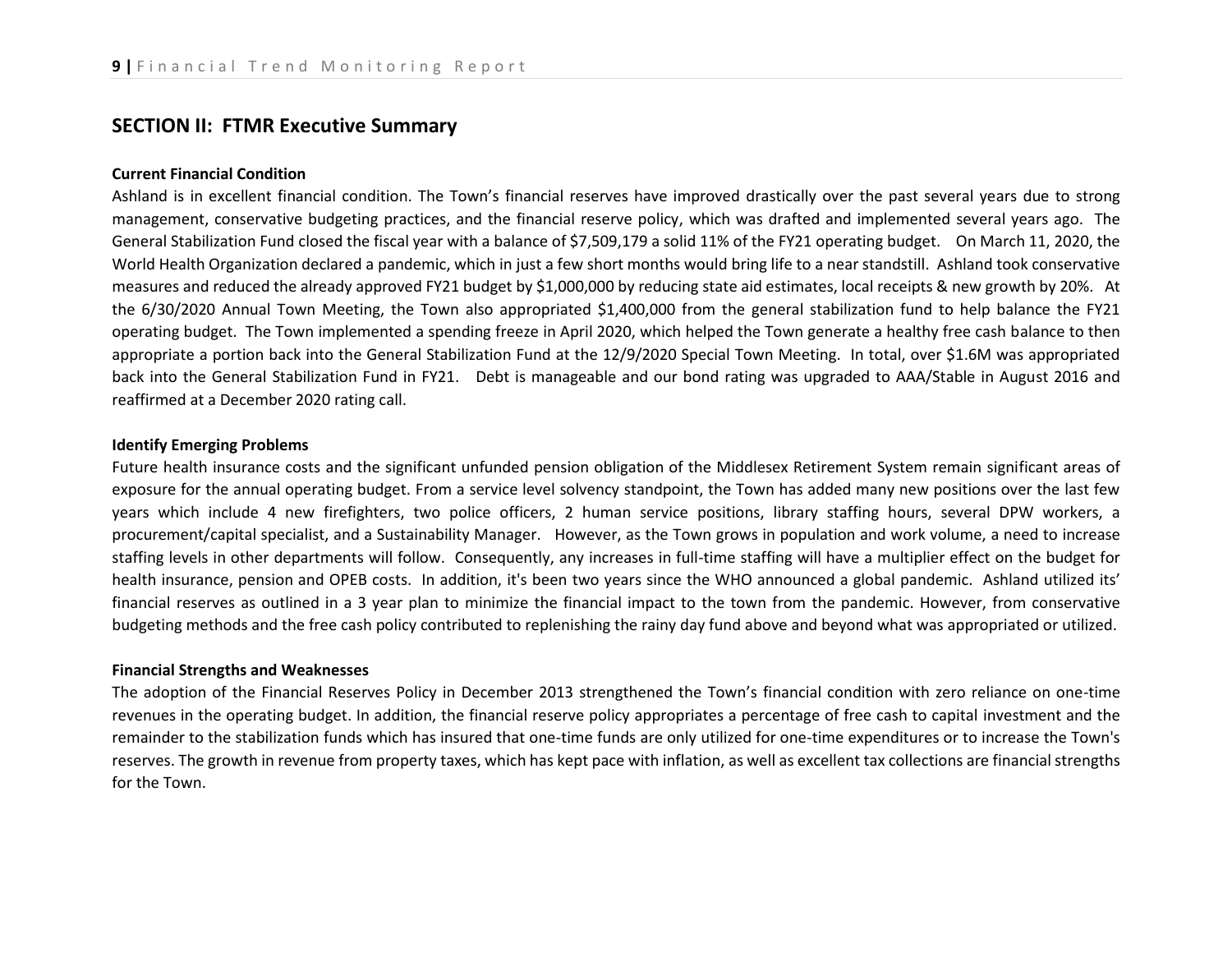## SECTION II: FTMR Executive Summary

**Current Financial Condition**

Ashland is in excellent financial condition. The Town's financial reserves have improved drastically over the past several years due to strong management, conservative budgeting practices, and the financial reserve policy, which was drafted and implemented several years ago. The General Stabilization Fund closed the fiscal year with a balance of $7,509,179 a solid 11% of the FY21 operating budget. On March 11, 2020, the World Health Organization declared a pandemic, which in just a few short months would bring life to a near standstill. Ashland took conservative measures and reduced the already approved FY21 budget by $1,000,000 by reducing state aid estimates, local receipts & new growth by 20%. At the 6/30/2020 Annual Town Meeting, the Town also appropriated $1,400,000 from the general stabilization fund to help balance the FY21 operating budget. The Town implemented a spending freeze in April 2020, which helped the Town generate a healthy free cash balance to then appropriate a portion back into the General Stabilization Fund at the 12/9/2020 Special Town Meeting. In total, over $1.6M was appropriated back into the General Stabilization Fund in FY21. Debt is manageable and our bond rating was upgraded to AAA/Stable in August 2016 and reaffirmed at a December 2020 rating call.

**Identify Emerging Problems**

Future health insurance costs and the significant unfunded pension obligation of the Middlesex Retirement System remain significant areas of exposure for the annual operating budget. From a service level solvency standpoint, the Town has added many new positions over the last few years which include 4 new firefighters, two police officers, 2 human service positions, library staffing hours, several DPW workers, a procurement/capital specialist, and a Sustainability Manager. However, as the Town grows in population and work volume, a need to increase staffing levels in other departments will follow. Consequently, any increases in full-time staffing will have a multiplier effect on the budget for health insurance, pension and OPEB costs. In addition, it's been two years since the WHO announced a global pandemic. Ashland utilized its' financial reserves as outlined in a 3 year plan to minimize the financial impact to the town from the pandemic. However, from conservative budgeting methods and the free cash policy contributed to replenishing the rainy day fund above and beyond what was appropriated or utilized.

**Financial Strengths and Weaknesses**

The adoption of the Financial Reserves Policy in December 2013 strengthened the Town's financial condition with zero reliance on one-time revenues in the operating budget. In addition, the financial reserve policy appropriates a percentage of free cash to capital investment and the remainder to the stabilization funds which has insured that one-time funds are only utilized for one-time expenditures or to increase the Town's reserves. The growth in revenue from property taxes, which has kept pace with inflation, as well as excellent tax collections are financial strengths for the Town.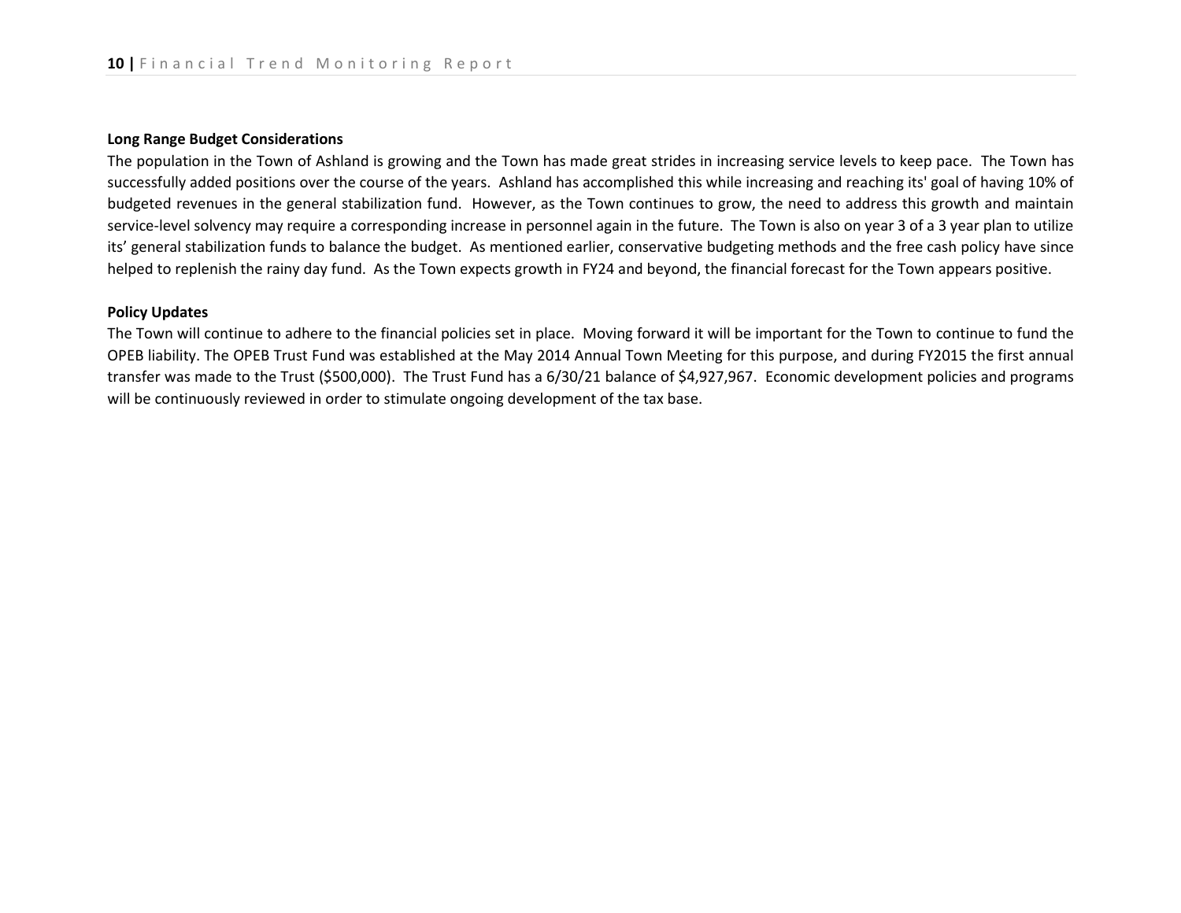**Long Range Budget Considerations**

The population in the Town of Ashland is growing and the Town has made great strides in increasing service levels to keep pace. The Town has successfully added positions over the course of the years. Ashland has accomplished this while increasing and reaching its' goal of having 10% of budgeted revenues in the general stabilization fund. However, as the Town continues to grow, the need to address this growth and maintain service-level solvency may require a corresponding increase in personnel again in the future. The Town is also on year 3 of a 3 year plan to utilize its' general stabilization funds to balance the budget. As mentioned earlier, conservative budgeting methods and the free cash policy have since helped to replenish the rainy day fund. As the Town expects growth in FY24 and beyond, the financial forecast for the Town appears positive.

**Policy Updates**

The Town will continue to adhere to the financial policies set in place. Moving forward it will be important for the Town to continue to fund the OPEB liability. The OPEB Trust Fund was established at the May 2014 Annual Town Meeting for this purpose, and during FY2015 the first annual transfer was made to the Trust ($500,000). The Trust Fund has a 6/30/21 balance of $4,927,967. Economic development policies and programs will be continuously reviewed in order to stimulate ongoing development of the tax base.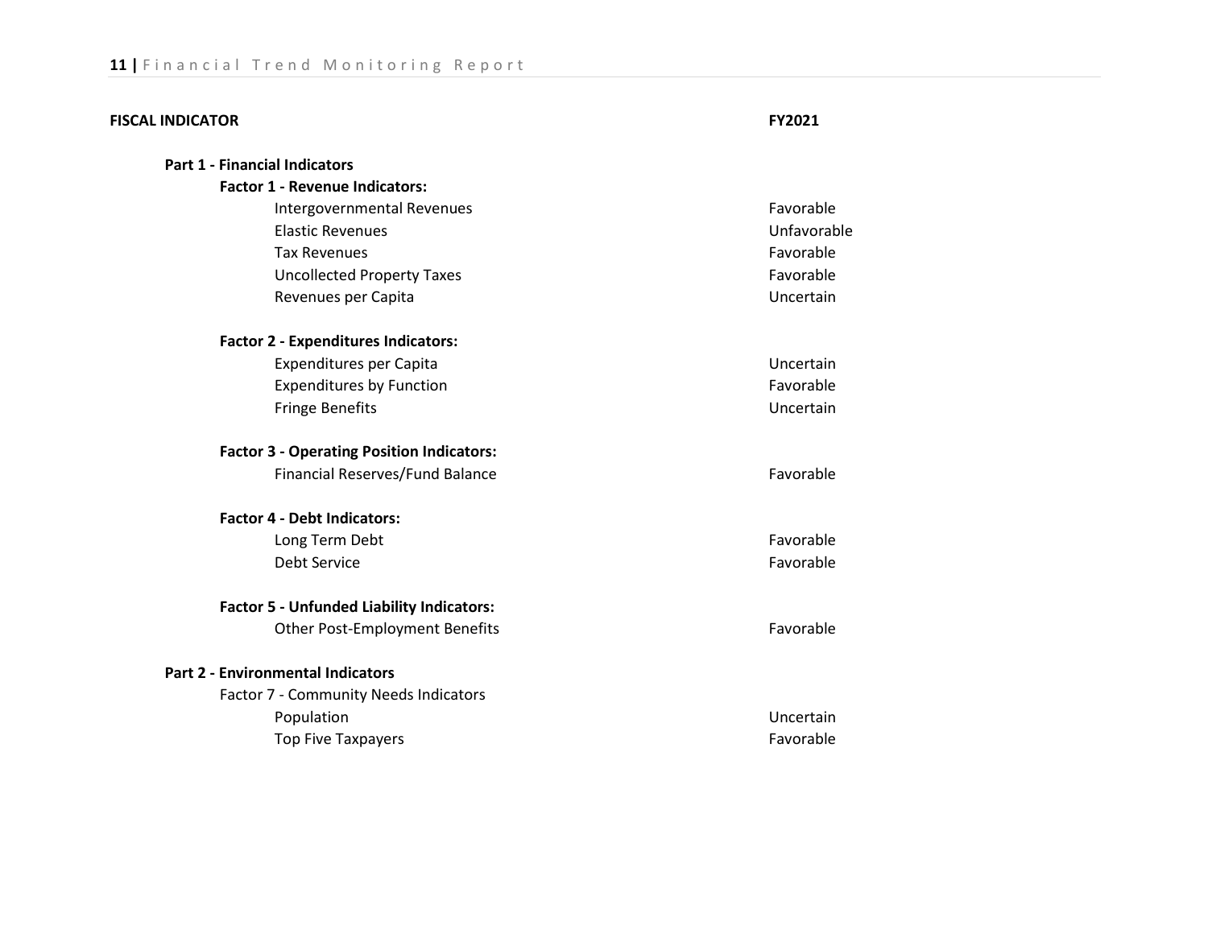| FISCAL INDICATOR | FY2021 |
| --- | --- |
| **Part 1 - Financial Indicators** | |
| **Factor 1 - Revenue Indicators:** | |
| Intergovernmental Revenues | Favorable |
| Elastic Revenues | Unfavorable |
| Tax Revenues | Favorable |
| Uncollected Property Taxes | Favorable |
| Revenues per Capita | Uncertain |
| **Factor 2 - Expenditures Indicators:** | |
| Expenditures per Capita | Uncertain |
| Expenditures by Function | Favorable |
| Fringe Benefits | Uncertain |
| **Factor 3 - Operating Position Indicators:** | |
| Financial Reserves/Fund Balance | Favorable |
| **Factor 4 - Debt Indicators:** | |
| Long Term Debt | Favorable |
| Debt Service | Favorable |
| **Factor 5 - Unfunded Liability Indicators:** | |
| Other Post-Employment Benefits | Favorable |
| **Part 2 - Environmental Indicators** | |
| Factor 7 - Community Needs Indicators | |
| Population | Uncertain |
| Top Five Taxpayers | Favorable |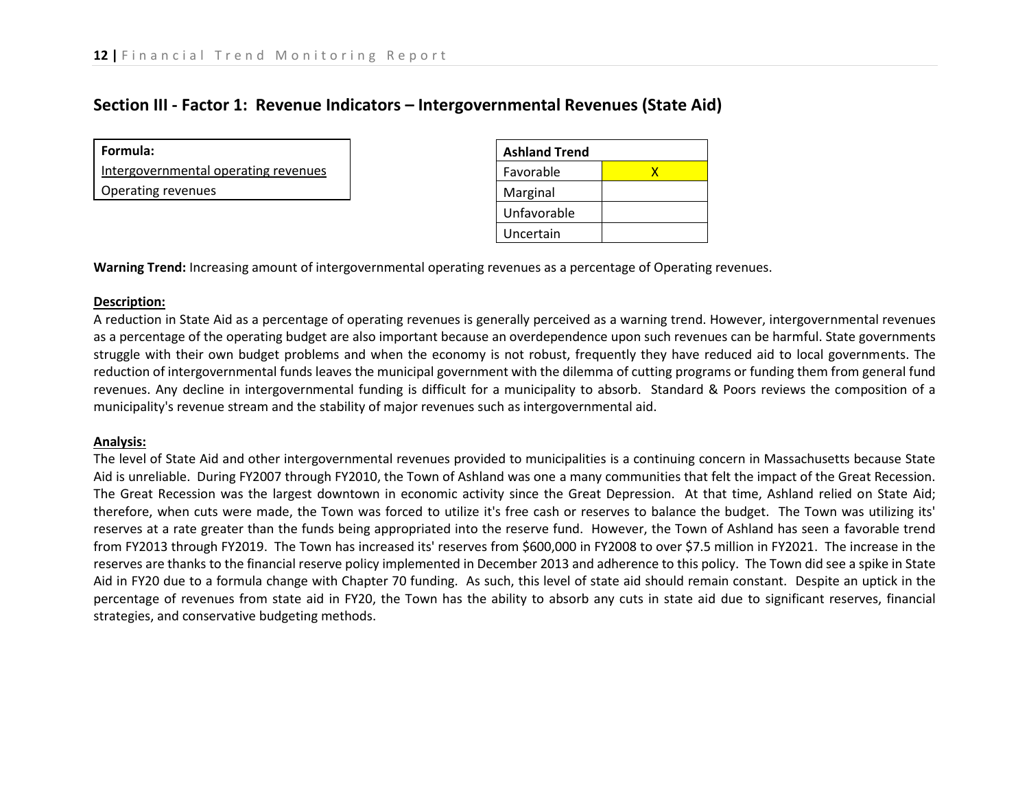## Section III - Factor 1: Revenue Indicators – Intergovernmental Revenues (State Aid)

| **Formula:** |
|---|
| Intergovernmental operating revenues |
| Operating revenues |

| **Ashland Trend** | |
|---|---|
| Favorable | X |
| Marginal | |
| Unfavorable | |
| Uncertain | |

**Warning Trend:** Increasing amount of intergovernmental operating revenues as a percentage of Operating revenues.

**Description:**

A reduction in State Aid as a percentage of operating revenues is generally perceived as a warning trend. However, intergovernmental revenues as a percentage of the operating budget are also important because an overdependence upon such revenues can be harmful. State governments struggle with their own budget problems and when the economy is not robust, frequently they have reduced aid to local governments. The reduction of intergovernmental funds leaves the municipal government with the dilemma of cutting programs or funding them from general fund revenues. Any decline in intergovernmental funding is difficult for a municipality to absorb. Standard & Poors reviews the composition of a municipality's revenue stream and the stability of major revenues such as intergovernmental aid.

**Analysis:**

The level of State Aid and other intergovernmental revenues provided to municipalities is a continuing concern in Massachusetts because State Aid is unreliable. During FY2007 through FY2010, the Town of Ashland was one a many communities that felt the impact of the Great Recession. The Great Recession was the largest downtown in economic activity since the Great Depression. At that time, Ashland relied on State Aid; therefore, when cuts were made, the Town was forced to utilize it's free cash or reserves to balance the budget. The Town was utilizing its' reserves at a rate greater than the funds being appropriated into the reserve fund. However, the Town of Ashland has seen a favorable trend from FY2013 through FY2019. The Town has increased its' reserves from $600,000 in FY2008 to over $7.5 million in FY2021. The increase in the reserves are thanks to the financial reserve policy implemented in December 2013 and adherence to this policy. The Town did see a spike in State Aid in FY20 due to a formula change with Chapter 70 funding. As such, this level of state aid should remain constant. Despite an uptick in the percentage of revenues from state aid in FY20, the Town has the ability to absorb any cuts in state aid due to significant reserves, financial strategies, and conservative budgeting methods.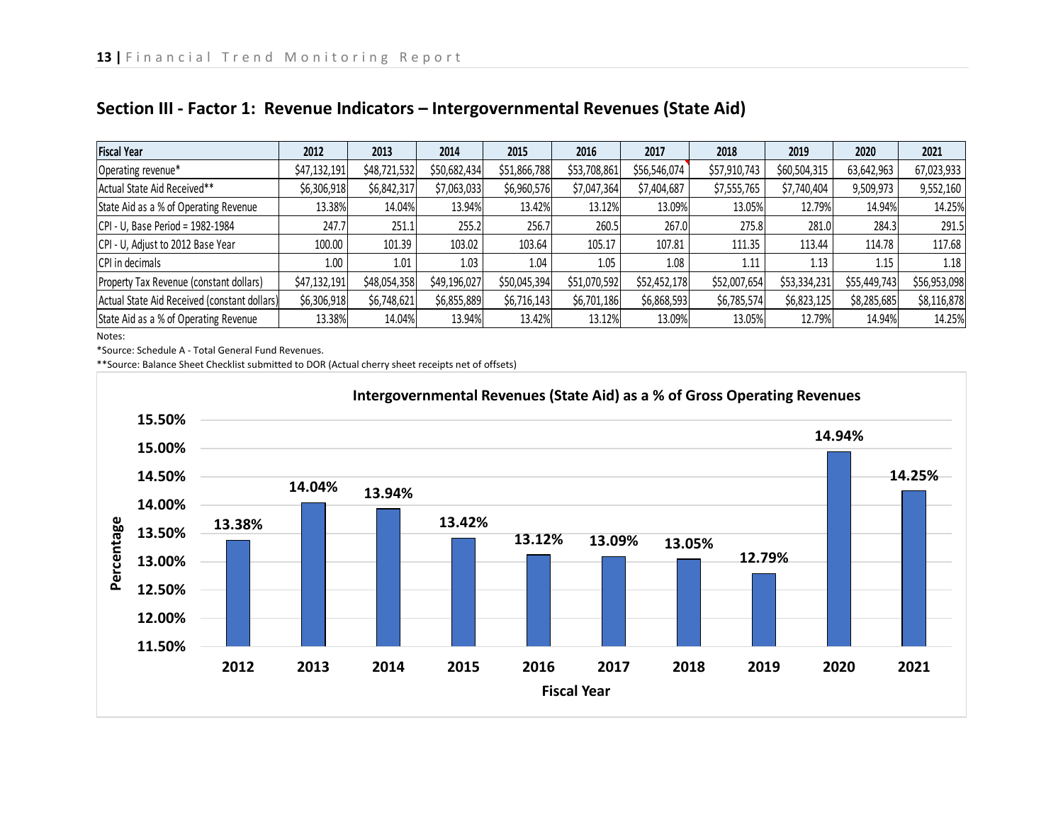## Section III - Factor 1: Revenue Indicators – Intergovernmental Revenues (State Aid)

| Fiscal Year | 2012 | 2013 | 2014 | 2015 | 2016 | 2017 | 2018 | 2019 | 2020 | 2021 |
|---|---|---|---|---|---|---|---|---|---|---|
| Operating revenue* | $47,132,191 | $48,721,532 | $50,682,434 | $51,866,788 | $53,708,861 | $56,546,074 | $57,910,743 | $60,504,315 | 63,642,963 | 67,023,933 |
| Actual State Aid Received** | $6,306,918 | $6,842,317 | $7,063,033 | $6,960,576 | $7,047,364 | $7,404,687 | $7,555,765 | $7,740,404 | 9,509,973 | 9,552,160 |
| State Aid as a % of Operating Revenue | 13.38% | 14.04% | 13.94% | 13.42% | 13.12% | 13.09% | 13.05% | 12.79% | 14.94% | 14.25% |
| CPI - U, Base Period = 1982-1984 | 247.7 | 251.1 | 255.2 | 256.7 | 260.5 | 267.0 | 275.8 | 281.0 | 284.3 | 291.5 |
| CPI - U, Adjust to 2012 Base Year | 100.00 | 101.39 | 103.02 | 103.64 | 105.17 | 107.81 | 111.35 | 113.44 | 114.78 | 117.68 |
| CPI in decimals | 1.00 | 1.01 | 1.03 | 1.04 | 1.05 | 1.08 | 1.11 | 1.13 | 1.15 | 1.18 |
| Property Tax Revenue (constant dollars) | $47,132,191 | $48,054,358 | $49,196,027 | $50,045,394 | $51,070,592 | $52,452,178 | $52,007,654 | $53,334,231 | $55,449,743 | $56,953,098 |
| Actual State Aid Received (constant dollars) | $6,306,918 | $6,748,621 | $6,855,889 | $6,716,143 | $6,701,186 | $6,868,593 | $6,785,574 | $6,823,125 | $8,285,685 | $8,116,878 |
| State Aid as a % of Operating Revenue | 13.38% | 14.04% | 13.94% | 13.42% | 13.12% | 13.09% | 13.05% | 12.79% | 14.94% | 14.25% |

Notes:

*Source: Schedule A - Total General Fund Revenues.

**Source: Balance Sheet Checklist submitted to DOR (Actual cherry sheet receipts net of offsets)

**Intergovernmental Revenues (State Aid) as a % of Gross Operating Revenues**

| Fiscal Year | Percentage |
|---|---|
| 2012 | 13.38% |
| 2013 | 14.04% |
| 2014 | 13.94% |
| 2015 | 13.42% |
| 2016 | 13.12% |
| 2017 | 13.09% |
| 2018 | 13.05% |
| 2019 | 12.79% |
| 2020 | 14.94% |
| 2021 | 14.25% |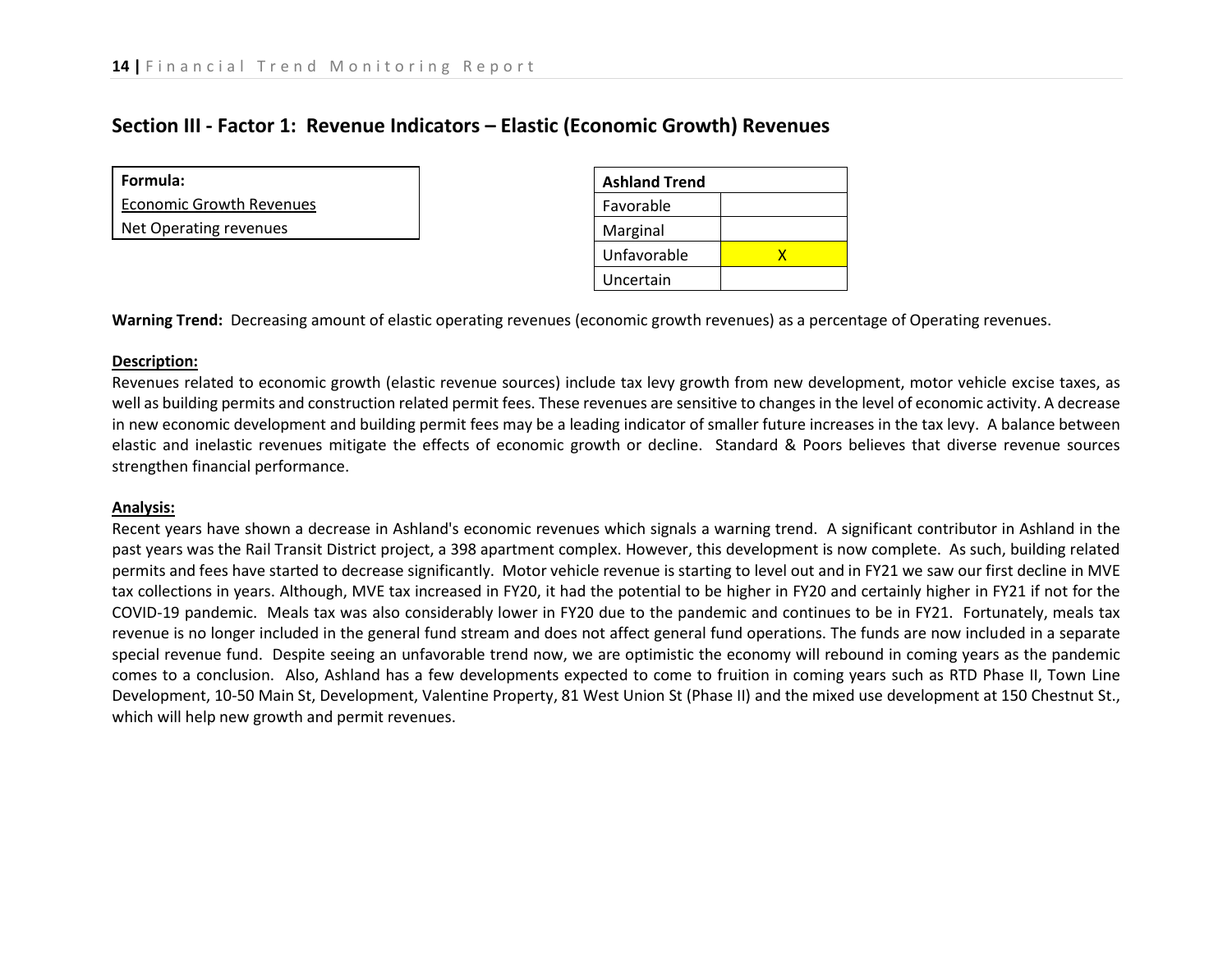## Section III - Factor 1: Revenue Indicators – Elastic (Economic Growth) Revenues

| Formula: |
| --- |
| Economic Growth Revenues |
| Net Operating revenues |

| Ashland Trend | |
| --- | --- |
| Favorable | |
| Marginal | |
| Unfavorable | X |
| Uncertain | |

**Warning Trend:** Decreasing amount of elastic operating revenues (economic growth revenues) as a percentage of Operating revenues.

**Description:**

Revenues related to economic growth (elastic revenue sources) include tax levy growth from new development, motor vehicle excise taxes, as well as building permits and construction related permit fees. These revenues are sensitive to changes in the level of economic activity. A decrease in new economic development and building permit fees may be a leading indicator of smaller future increases in the tax levy. A balance between elastic and inelastic revenues mitigate the effects of economic growth or decline. Standard & Poors believes that diverse revenue sources strengthen financial performance.

**Analysis:**

Recent years have shown a decrease in Ashland's economic revenues which signals a warning trend. A significant contributor in Ashland in the past years was the Rail Transit District project, a 398 apartment complex. However, this development is now complete. As such, building related permits and fees have started to decrease significantly. Motor vehicle revenue is starting to level out and in FY21 we saw our first decline in MVE tax collections in years. Although, MVE tax increased in FY20, it had the potential to be higher in FY20 and certainly higher in FY21 if not for the COVID-19 pandemic. Meals tax was also considerably lower in FY20 due to the pandemic and continues to be in FY21. Fortunately, meals tax revenue is no longer included in the general fund stream and does not affect general fund operations. The funds are now included in a separate special revenue fund. Despite seeing an unfavorable trend now, we are optimistic the economy will rebound in coming years as the pandemic comes to a conclusion. Also, Ashland has a few developments expected to come to fruition in coming years such as RTD Phase II, Town Line Development, 10-50 Main St, Development, Valentine Property, 81 West Union St (Phase II) and the mixed use development at 150 Chestnut St., which will help new growth and permit revenues.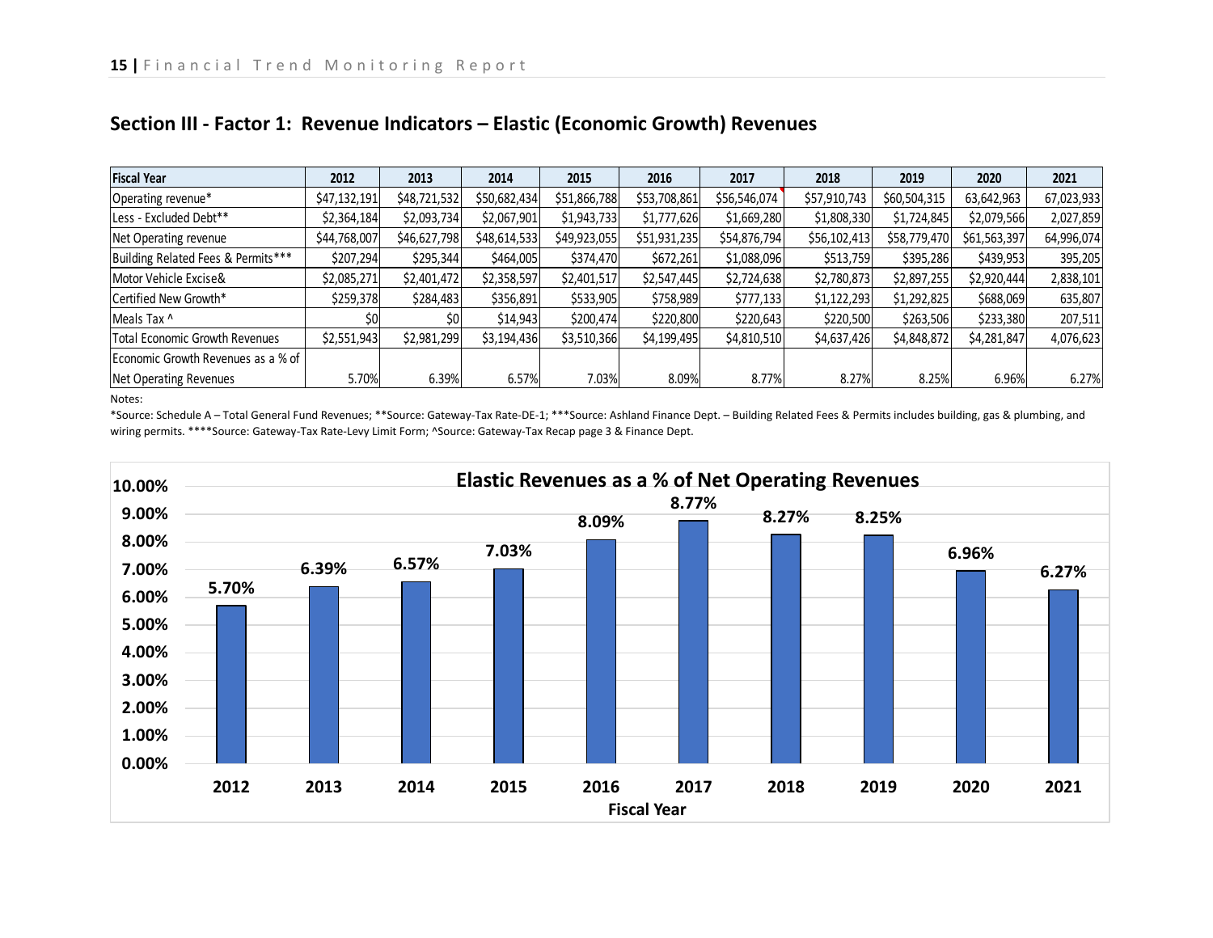## Section III - Factor 1: Revenue Indicators – Elastic (Economic Growth) Revenues

| Fiscal Year | 2012 | 2013 | 2014 | 2015 | 2016 | 2017 | 2018 | 2019 | 2020 | 2021 |
|---|---|---|---|---|---|---|---|---|---|---|
| Operating revenue* | $47,132,191 | $48,721,532 | $50,682,434 | $51,866,788 | $53,708,861 | $56,546,074 | $57,910,743 | $60,504,315 | 63,642,963 | 67,023,933 |
| Less - Excluded Debt** | $2,364,184 | $2,093,734 | $2,067,901 | $1,943,733 | $1,777,626 | $1,669,280 | $1,808,330 | $1,724,845 | $2,079,566 | 2,027,859 |
| Net Operating revenue | $44,768,007 | $46,627,798 | $48,614,533 | $49,923,055 | $51,931,235 | $54,876,794 | $56,102,413 | $58,779,470 | $61,563,397 | 64,996,074 |
| Building Related Fees & Permits*** | $207,294 | $295,344 | $464,005 | $374,470 | $672,261 | $1,088,096 | $513,759 | $395,286 | $439,953 | 395,205 |
| Motor Vehicle Excise& | $2,085,271 | $2,401,472 | $2,358,597 | $2,401,517 | $2,547,445 | $2,724,638 | $2,780,873 | $2,897,255 | $2,920,444 | 2,838,101 |
| Certified New Growth* | $259,378 | $284,483 | $356,891 | $533,905 | $758,989 | $777,133 | $1,122,293 | $1,292,825 | $688,069 | 635,807 |
| Meals Tax ^ | $0 | $0 | $14,943 | $200,474 | $220,800 | $220,643 | $220,500 | $263,506 | $233,380 | 207,511 |
| Total Economic Growth Revenues | $2,551,943 | $2,981,299 | $3,194,436 | $3,510,366 | $4,199,495 | $4,810,510 | $4,637,426 | $4,848,872 | $4,281,847 | 4,076,623 |
| Economic Growth Revenues as a % of Net Operating Revenues | 5.70% | 6.39% | 6.57% | 7.03% | 8.09% | 8.77% | 8.27% | 8.25% | 6.96% | 6.27% |

Notes:

*Source: Schedule A – Total General Fund Revenues; **Source: Gateway-Tax Rate-DE-1; ***Source: Ashland Finance Dept. – Building Related Fees & Permits includes building, gas & plumbing, and wiring permits. ****Source: Gateway-Tax Rate-Levy Limit Form; ^Source: Gateway-Tax Recap page 3 & Finance Dept.

**Elastic Revenues as a % of Net Operating Revenues**

| Fiscal Year | 2012 | 2013 | 2014 | 2015 | 2016 | 2017 | 2018 | 2019 | 2020 | 2021 |
|---|---|---|---|---|---|---|---|---|---|---|
| % | 5.70% | 6.39% | 6.57% | 7.03% | 8.09% | 8.77% | 8.27% | 8.25% | 6.96% | 6.27% |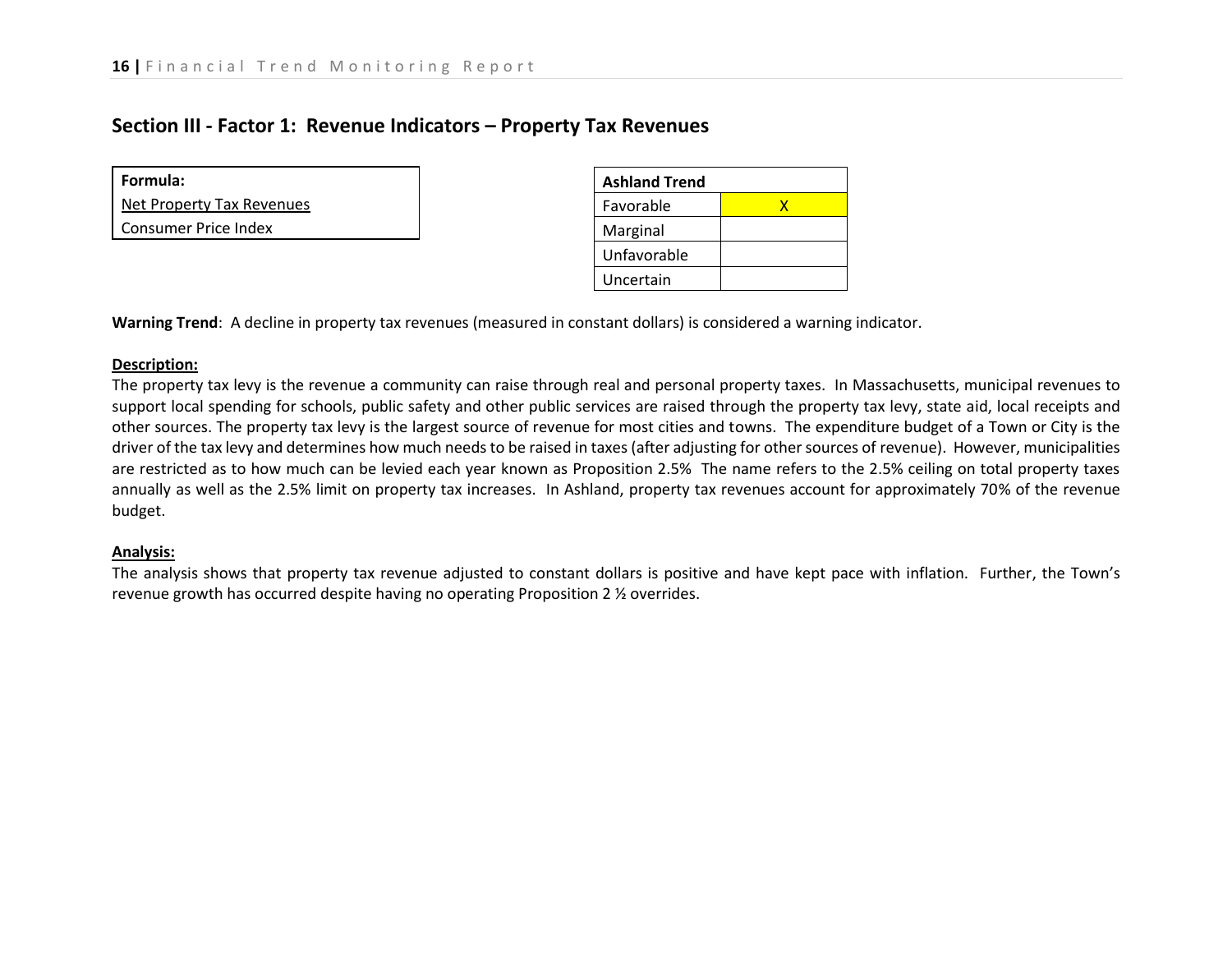## Section III - Factor 1: Revenue Indicators – Property Tax Revenues

| **Formula:** |
| --- |
| Net Property Tax Revenues |
| Consumer Price Index |

| **Ashland Trend** | |
| --- | --- |
| Favorable | X |
| Marginal | |
| Unfavorable | |
| Uncertain | |

**Warning Trend**: A decline in property tax revenues (measured in constant dollars) is considered a warning indicator.

**Description:**

The property tax levy is the revenue a community can raise through real and personal property taxes. In Massachusetts, municipal revenues to support local spending for schools, public safety and other public services are raised through the property tax levy, state aid, local receipts and other sources. The property tax levy is the largest source of revenue for most cities and towns. The expenditure budget of a Town or City is the driver of the tax levy and determines how much needs to be raised in taxes (after adjusting for other sources of revenue). However, municipalities are restricted as to how much can be levied each year known as Proposition 2.5% The name refers to the 2.5% ceiling on total property taxes annually as well as the 2.5% limit on property tax increases. In Ashland, property tax revenues account for approximately 70% of the revenue budget.

**Analysis:**

The analysis shows that property tax revenue adjusted to constant dollars is positive and have kept pace with inflation. Further, the Town's revenue growth has occurred despite having no operating Proposition 2 ½ overrides.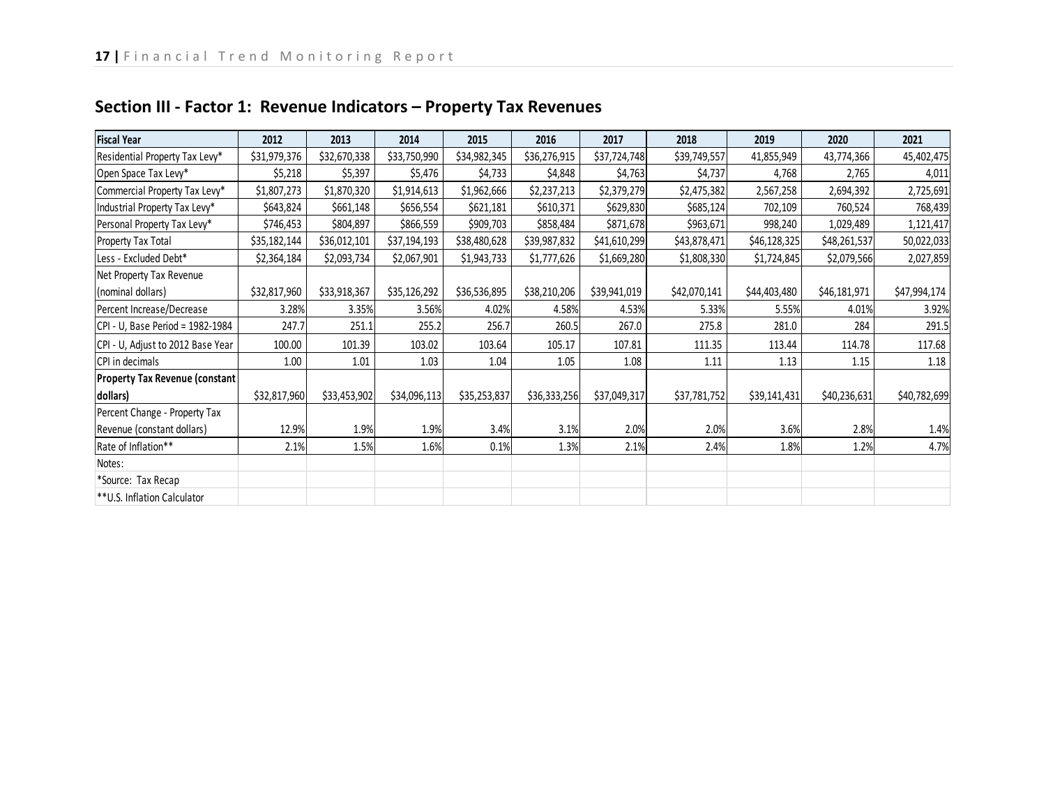## Section III - Factor 1: Revenue Indicators – Property Tax Revenues

| Fiscal Year | 2012 | 2013 | 2014 | 2015 | 2016 | 2017 | 2018 | 2019 | 2020 | 2021 |
|---|---|---|---|---|---|---|---|---|---|---|
| Residential Property Tax Levy* | $31,979,376 | $32,670,338 | $33,750,990 | $34,982,345 | $36,276,915 | $37,724,748 | $39,749,557 | 41,855,949 | 43,774,366 | 45,402,475 |
| Open Space Tax Levy* | $5,218 | $5,397 | $5,476 | $4,733 | $4,848 | $4,763 | $4,737 | 4,768 | 2,765 | 4,011 |
| Commercial Property Tax Levy* | $1,807,273 | $1,870,320 | $1,914,613 | $1,962,666 | $2,237,213 | $2,379,279 | $2,475,382 | 2,567,258 | 2,694,392 | 2,725,691 |
| Industrial Property Tax Levy* | $643,824 | $661,148 | $656,554 | $621,181 | $610,371 | $629,830 | $685,124 | 702,109 | 760,524 | 768,439 |
| Personal Property Tax Levy* | $746,453 | $804,897 | $866,559 | $909,703 | $858,484 | $871,678 | $963,671 | 998,240 | 1,029,489 | 1,121,417 |
| Property Tax Total | $35,182,144 | $36,012,101 | $37,194,193 | $38,480,628 | $39,987,832 | $41,610,299 | $43,878,471 | $46,128,325 | $48,261,537 | 50,022,033 |
| Less - Excluded Debt* | $2,364,184 | $2,093,734 | $2,067,901 | $1,943,733 | $1,777,626 | $1,669,280 | $1,808,330 | $1,724,845 | $2,079,566 | 2,027,859 |
| Net Property Tax Revenue (nominal dollars) | $32,817,960 | $33,918,367 | $35,126,292 | $36,536,895 | $38,210,206 | $39,941,019 | $42,070,141 | $44,403,480 | $46,181,971 | $47,994,174 |
| Percent Increase/Decrease | 3.28% | 3.35% | 3.56% | 4.02% | 4.58% | 4.53% | 5.33% | 5.55% | 4.01% | 3.92% |
| CPI - U, Base Period = 1982-1984 | 247.7 | 251.1 | 255.2 | 256.7 | 260.5 | 267.0 | 275.8 | 281.0 | 284 | 291.5 |
| CPI - U, Adjust to 2012 Base Year | 100.00 | 101.39 | 103.02 | 103.64 | 105.17 | 107.81 | 111.35 | 113.44 | 114.78 | 117.68 |
| CPI in decimals | 1.00 | 1.01 | 1.03 | 1.04 | 1.05 | 1.08 | 1.11 | 1.13 | 1.15 | 1.18 |
| **Property Tax Revenue (constant dollars)** | $32,817,960 | $33,453,902 | $34,096,113 | $35,253,837 | $36,333,256 | $37,049,317 | $37,781,752 | $39,141,431 | $40,236,631 | $40,782,699 |
| Percent Change - Property Tax Revenue (constant dollars) | 12.9% | 1.9% | 1.9% | 3.4% | 3.1% | 2.0% | 2.0% | 3.6% | 2.8% | 1.4% |
| Rate of Inflation** | 2.1% | 1.5% | 1.6% | 0.1% | 1.3% | 2.1% | 2.4% | 1.8% | 1.2% | 4.7% |

Notes:

*Source: Tax Recap

**U.S. Inflation Calculator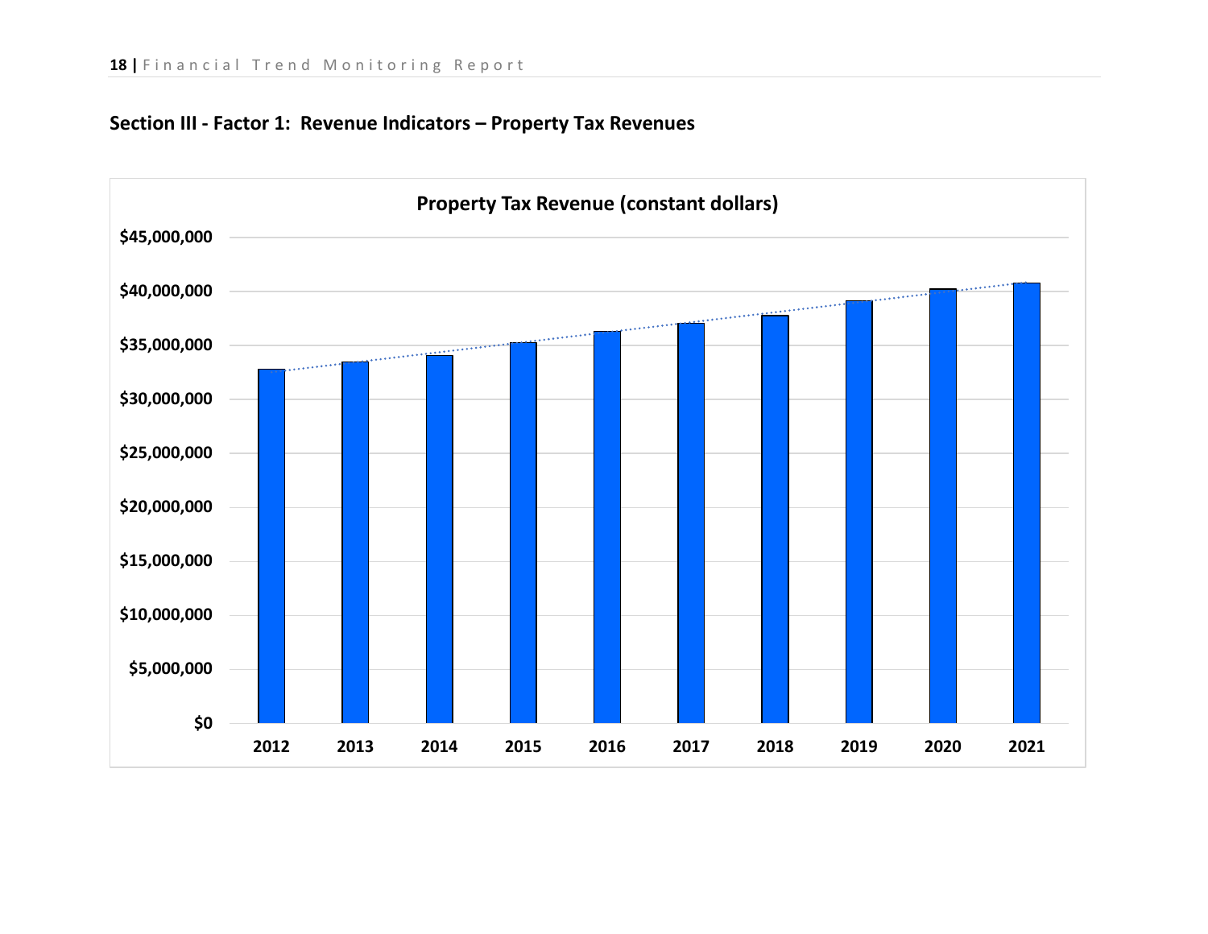## Section III - Factor 1: Revenue Indicators – Property Tax Revenues

**Property Tax Revenue (constant dollars)**

$45,000,000
$40,000,000
$35,000,000
$30,000,000
$25,000,000
$20,000,000
$15,000,000
$10,000,000
$5,000,000
$0

2012 2013 2014 2015 2016 2017 2018 2019 2020 2021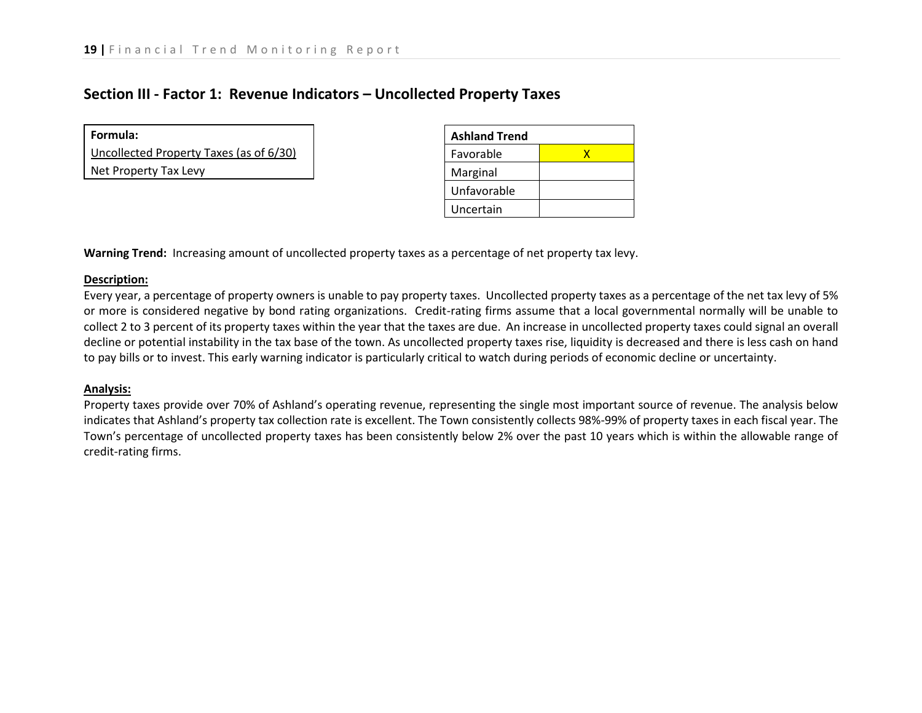## Section III - Factor 1: Revenue Indicators – Uncollected Property Taxes

| **Formula:** |
| --- |
| Uncollected Property Taxes (as of 6/30) |
| Net Property Tax Levy |

| **Ashland Trend** | |
| --- | --- |
| Favorable | X |
| Marginal | |
| Unfavorable | |
| Uncertain | |

**Warning Trend:** Increasing amount of uncollected property taxes as a percentage of net property tax levy.

**Description:**

Every year, a percentage of property owners is unable to pay property taxes. Uncollected property taxes as a percentage of the net tax levy of 5% or more is considered negative by bond rating organizations. Credit-rating firms assume that a local governmental normally will be unable to collect 2 to 3 percent of its property taxes within the year that the taxes are due. An increase in uncollected property taxes could signal an overall decline or potential instability in the tax base of the town. As uncollected property taxes rise, liquidity is decreased and there is less cash on hand to pay bills or to invest. This early warning indicator is particularly critical to watch during periods of economic decline or uncertainty.

**Analysis:**

Property taxes provide over 70% of Ashland's operating revenue, representing the single most important source of revenue. The analysis below indicates that Ashland's property tax collection rate is excellent. The Town consistently collects 98%-99% of property taxes in each fiscal year. The Town's percentage of uncollected property taxes has been consistently below 2% over the past 10 years which is within the allowable range of credit-rating firms.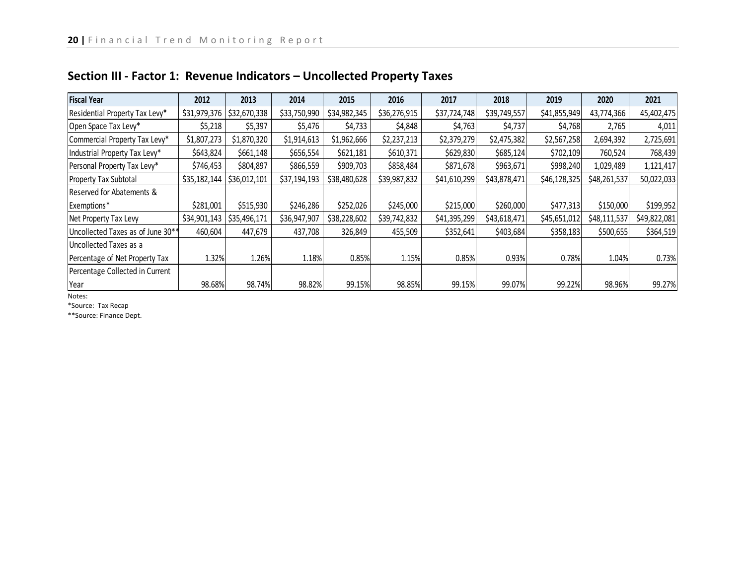## Section III - Factor 1: Revenue Indicators – Uncollected Property Taxes

| Fiscal Year | 2012 | 2013 | 2014 | 2015 | 2016 | 2017 | 2018 | 2019 | 2020 | 2021 |
|---|---|---|---|---|---|---|---|---|---|---|
| Residential Property Tax Levy* | $31,979,376 | $32,670,338 | $33,750,990 | $34,982,345 | $36,276,915 | $37,724,748 | $39,749,557 | $41,855,949 | 43,774,366 | 45,402,475 |
| Open Space Tax Levy* | $5,218 | $5,397 | $5,476 | $4,733 | $4,848 | $4,763 | $4,737 | $4,768 | 2,765 | 4,011 |
| Commercial Property Tax Levy* | $1,807,273 | $1,870,320 | $1,914,613 | $1,962,666 | $2,237,213 | $2,379,279 | $2,475,382 | $2,567,258 | 2,694,392 | 2,725,691 |
| Industrial Property Tax Levy* | $643,824 | $661,148 | $656,554 | $621,181 | $610,371 | $629,830 | $685,124 | $702,109 | 760,524 | 768,439 |
| Personal Property Tax Levy* | $746,453 | $804,897 | $866,559 | $909,703 | $858,484 | $871,678 | $963,671 | $998,240 | 1,029,489 | 1,121,417 |
| Property Tax Subtotal | $35,182,144 | $36,012,101 | $37,194,193 | $38,480,628 | $39,987,832 | $41,610,299 | $43,878,471 | $46,128,325 | $48,261,537 | 50,022,033 |
| Reserved for Abatements & Exemptions* | $281,001 | $515,930 | $246,286 | $252,026 | $245,000 | $215,000 | $260,000 | $477,313 | $150,000 | $199,952 |
| Net Property Tax Levy | $34,901,143 | $35,496,171 | $36,947,907 | $38,228,602 | $39,742,832 | $41,395,299 | $43,618,471 | $45,651,012 | $48,111,537 | $49,822,081 |
| Uncollected Taxes as of June 30** | 460,604 | 447,679 | 437,708 | 326,849 | 455,509 | $352,641 | $403,684 | $358,183 | $500,655 | $364,519 |
| Uncollected Taxes as a Percentage of Net Property Tax | 1.32% | 1.26% | 1.18% | 0.85% | 1.15% | 0.85% | 0.93% | 0.78% | 1.04% | 0.73% |
| Percentage Collected in Current Year | 98.68% | 98.74% | 98.82% | 99.15% | 98.85% | 99.15% | 99.07% | 99.22% | 98.96% | 99.27% |

Notes:

*Source: Tax Recap

**Source: Finance Dept.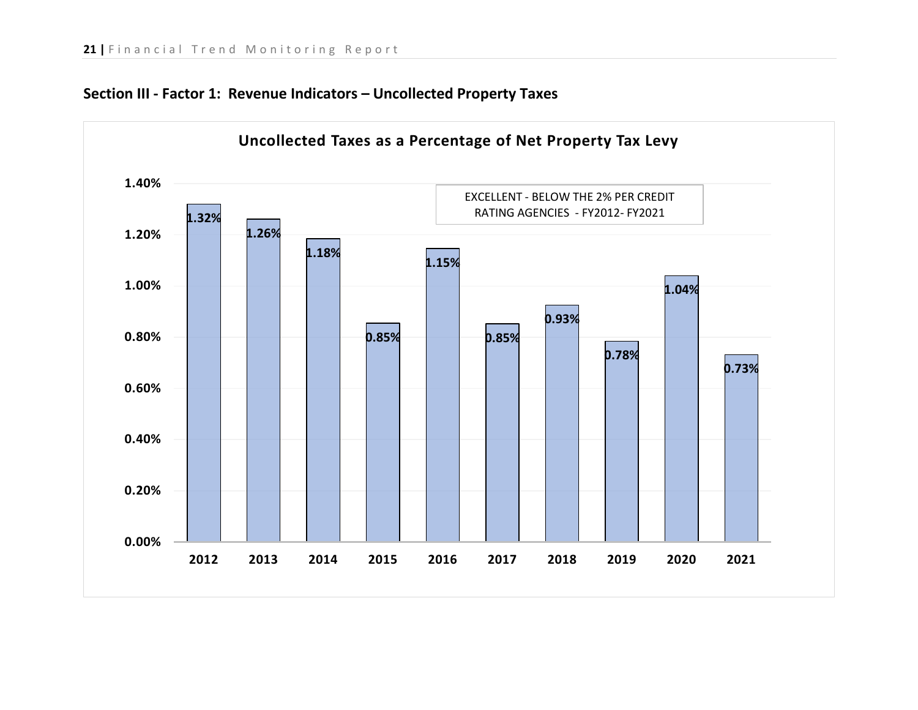## Section III - Factor 1: Revenue Indicators – Uncollected Property Taxes

**Uncollected Taxes as a Percentage of Net Property Tax Levy**

EXCELLENT - BELOW THE 2% PER CREDIT RATING AGENCIES - FY2012- FY2021

| Year | Uncollected Taxes (% of Net Property Tax Levy) |
| --- | --- |
| 2012 | 1.32% |
| 2013 | 1.26% |
| 2014 | 1.18% |
| 2015 | 0.85% |
| 2016 | 1.15% |
| 2017 | 0.85% |
| 2018 | 0.93% |
| 2019 | 0.78% |
| 2020 | 1.04% |
| 2021 | 0.73% |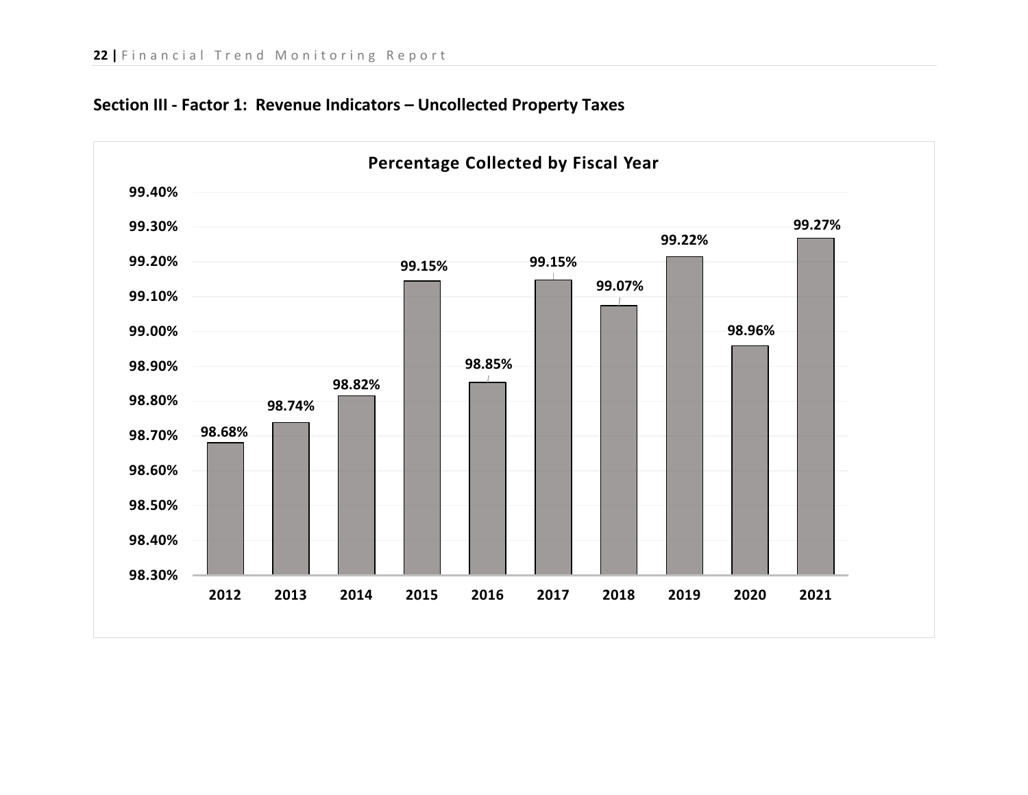## Section III - Factor 1: Revenue Indicators – Uncollected Property Taxes

**Percentage Collected by Fiscal Year**

| Fiscal Year | Percentage Collected |
| --- | --- |
| 2012 | 98.68% |
| 2013 | 98.74% |
| 2014 | 98.82% |
| 2015 | 99.15% |
| 2016 | 98.85% |
| 2017 | 99.15% |
| 2018 | 99.07% |
| 2019 | 99.22% |
| 2020 | 98.96% |
| 2021 | 99.27% |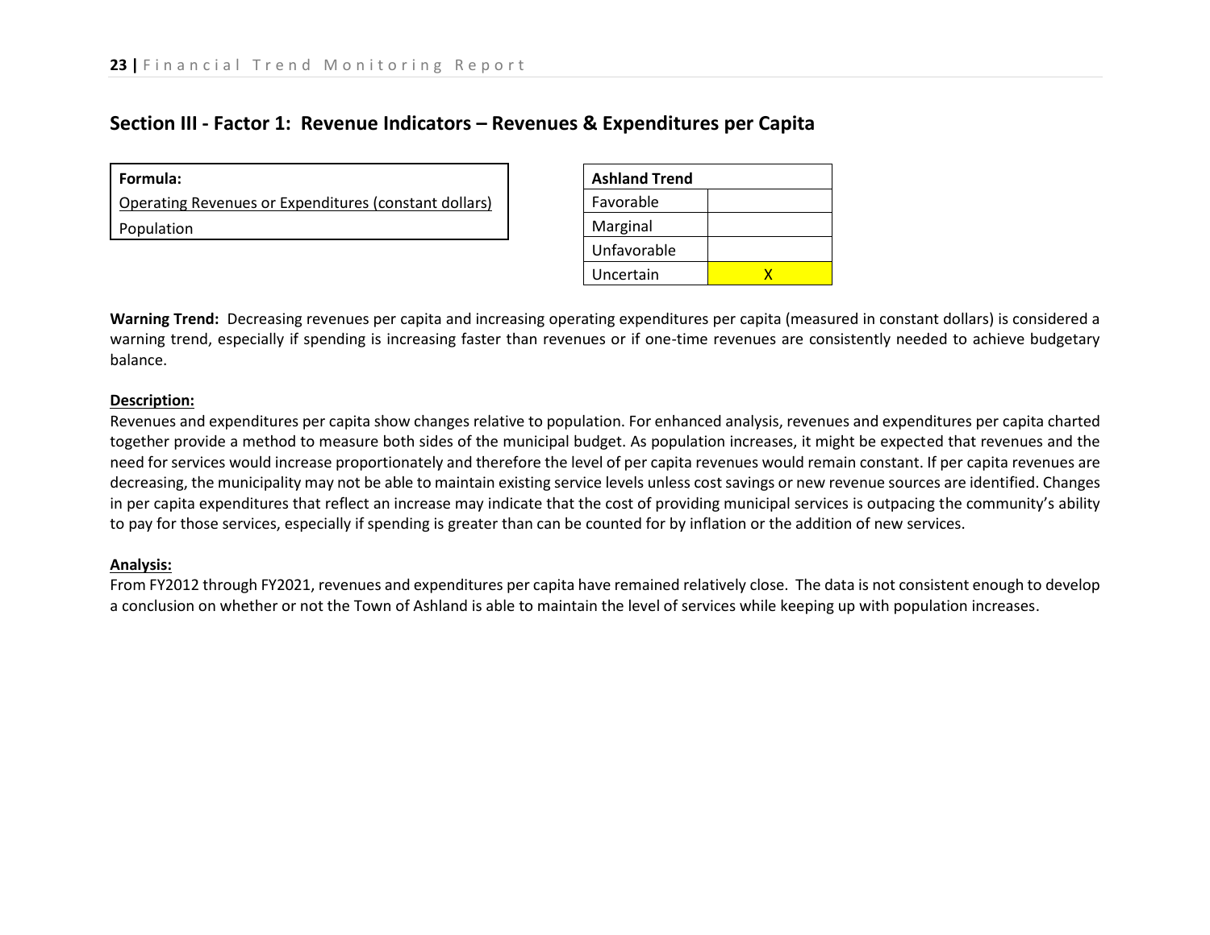## Section III - Factor 1: Revenue Indicators – Revenues & Expenditures per Capita

| Formula: |
|---|
| Operating Revenues or Expenditures (constant dollars) |
| Population |

| Ashland Trend | |
|---|---|
| Favorable | |
| Marginal | |
| Unfavorable | |
| Uncertain | X |

**Warning Trend:** Decreasing revenues per capita and increasing operating expenditures per capita (measured in constant dollars) is considered a warning trend, especially if spending is increasing faster than revenues or if one-time revenues are consistently needed to achieve budgetary balance.

**Description:**

Revenues and expenditures per capita show changes relative to population. For enhanced analysis, revenues and expenditures per capita charted together provide a method to measure both sides of the municipal budget. As population increases, it might be expected that revenues and the need for services would increase proportionately and therefore the level of per capita revenues would remain constant. If per capita revenues are decreasing, the municipality may not be able to maintain existing service levels unless cost savings or new revenue sources are identified. Changes in per capita expenditures that reflect an increase may indicate that the cost of providing municipal services is outpacing the community's ability to pay for those services, especially if spending is greater than can be counted for by inflation or the addition of new services.

**Analysis:**

From FY2012 through FY2021, revenues and expenditures per capita have remained relatively close. The data is not consistent enough to develop a conclusion on whether or not the Town of Ashland is able to maintain the level of services while keeping up with population increases.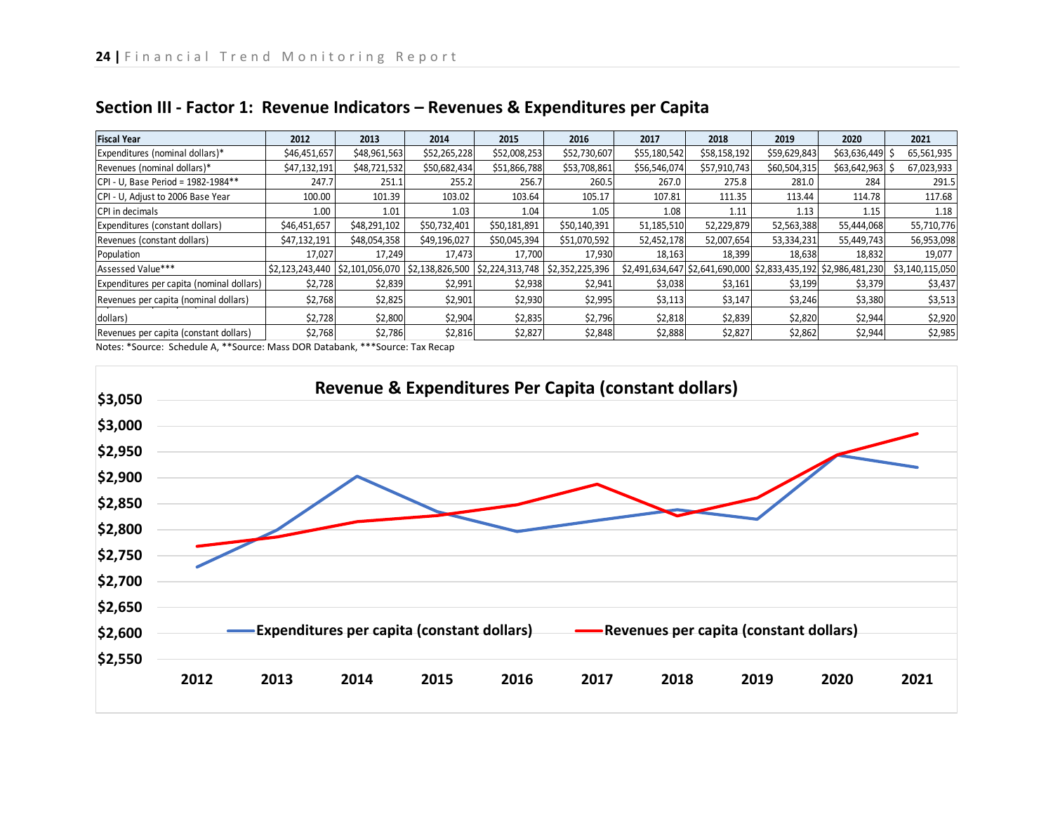## Section III - Factor 1: Revenue Indicators – Revenues & Expenditures per Capita

| Fiscal Year | 2012 | 2013 | 2014 | 2015 | 2016 | 2017 | 2018 | 2019 | 2020 | 2021 |
|---|---|---|---|---|---|---|---|---|---|---|
| Expenditures (nominal dollars)* | $46,451,657 | $48,961,563 | $52,265,228 | $52,008,253 | $52,730,607 | $55,180,542 | $58,158,192 | $59,629,843 | $63,636,449 | $ 65,561,935 |
| Revenues (nominal dollars)* | $47,132,191 | $48,721,532 | $50,682,434 | $51,866,788 | $53,708,861 | $56,546,074 | $57,910,743 | $60,504,315 | $63,642,963 | $ 67,023,933 |
| CPI - U, Base Period = 1982-1984** | 247.7 | 251.1 | 255.2 | 256.7 | 260.5 | 267.0 | 275.8 | 281.0 | 284 | 291.5 |
| CPI - U, Adjust to 2006 Base Year | 100.00 | 101.39 | 103.02 | 103.64 | 105.17 | 107.81 | 111.35 | 113.44 | 114.78 | 117.68 |
| CPI in decimals | 1.00 | 1.01 | 1.03 | 1.04 | 1.05 | 1.08 | 1.11 | 1.13 | 1.15 | 1.18 |
| Expenditures (constant dollars) | $46,451,657 | $48,291,102 | $50,732,401 | $50,181,891 | $50,140,391 | 51,185,510 | 52,229,879 | 52,563,388 | 55,444,068 | 55,710,776 |
| Revenues (constant dollars) | $47,132,191 | $48,054,358 | $49,196,027 | $50,045,394 | $51,070,592 | 52,452,178 | 52,007,654 | 53,334,231 | 55,449,743 | 56,953,098 |
| Population | 17,027 | 17,249 | 17,473 | 17,700 | 17,930 | 18,163 | 18,399 | 18,638 | 18,832 | 19,077 |
| Assessed Value*** | $2,123,243,440 | $2,101,056,070 | $2,138,826,500 | $2,224,313,748 | $2,352,225,396 | $2,491,634,647 | $2,641,690,000 | $2,833,435,192 | $2,986,481,230 | $3,140,115,050 |
| Expenditures per capita (nominal dollars) | $2,728 | $2,839 | $2,991 | $2,938 | $2,941 | $3,038 | $3,161 | $3,199 | $3,379 | $3,437 |
| Revenues per capita (nominal dollars) | $2,768 | $2,825 | $2,901 | $2,930 | $2,995 | $3,113 | $3,147 | $3,246 | $3,380 | $3,513 |
| Expenditures per capita (constant dollars) | $2,728 | $2,800 | $2,904 | $2,835 | $2,796 | $2,818 | $2,839 | $2,820 | $2,944 | $2,920 |
| Revenues per capita (constant dollars) | $2,768 | $2,786 | $2,816 | $2,827 | $2,848 | $2,888 | $2,827 | $2,862 | $2,944 | $2,985 |

Notes: *Source: Schedule A, **Source: Mass DOR Databank, ***Source: Tax Recap

**Revenue & Expenditures Per Capita (constant dollars)**

| Year | Expenditures per capita (constant dollars) | Revenues per capita (constant dollars) |
|---|---|---|
| 2012 | $2,728 | $2,768 |
| 2013 | $2,800 | $2,786 |
| 2014 | $2,904 | $2,816 |
| 2015 | $2,835 | $2,827 |
| 2016 | $2,796 | $2,848 |
| 2017 | $2,818 | $2,888 |
| 2018 | $2,839 | $2,827 |
| 2019 | $2,820 | $2,862 |
| 2020 | $2,944 | $2,944 |
| 2021 | $2,920 | $2,985 |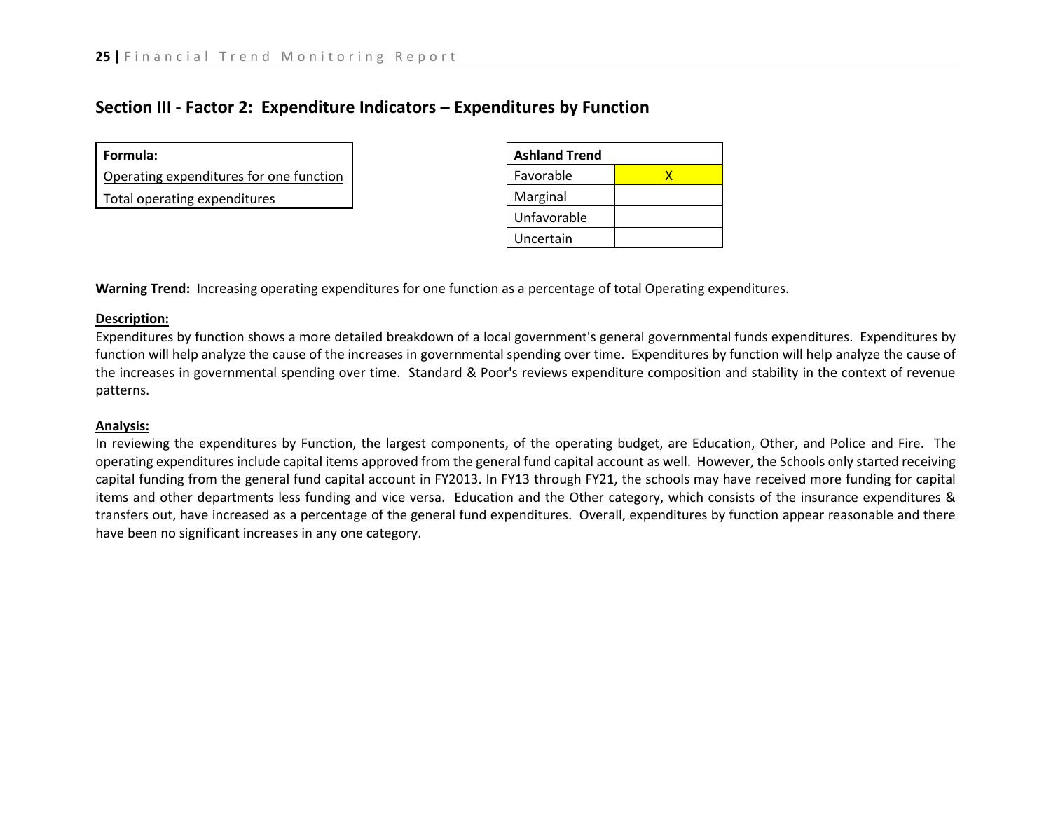## Section III - Factor 2: Expenditure Indicators – Expenditures by Function

| **Formula:** |
|---|
| Operating expenditures for one function |
| Total operating expenditures |

| **Ashland Trend** | |
|---|---|
| Favorable | X |
| Marginal | |
| Unfavorable | |
| Uncertain | |

**Warning Trend:** Increasing operating expenditures for one function as a percentage of total Operating expenditures.

**Description:**

Expenditures by function shows a more detailed breakdown of a local government's general governmental funds expenditures. Expenditures by function will help analyze the cause of the increases in governmental spending over time. Expenditures by function will help analyze the cause of the increases in governmental spending over time. Standard & Poor's reviews expenditure composition and stability in the context of revenue patterns.

**Analysis:**

In reviewing the expenditures by Function, the largest components, of the operating budget, are Education, Other, and Police and Fire. The operating expenditures include capital items approved from the general fund capital account as well. However, the Schools only started receiving capital funding from the general fund capital account in FY2013. In FY13 through FY21, the schools may have received more funding for capital items and other departments less funding and vice versa. Education and the Other category, which consists of the insurance expenditures & transfers out, have increased as a percentage of the general fund expenditures. Overall, expenditures by function appear reasonable and there have been no significant increases in any one category.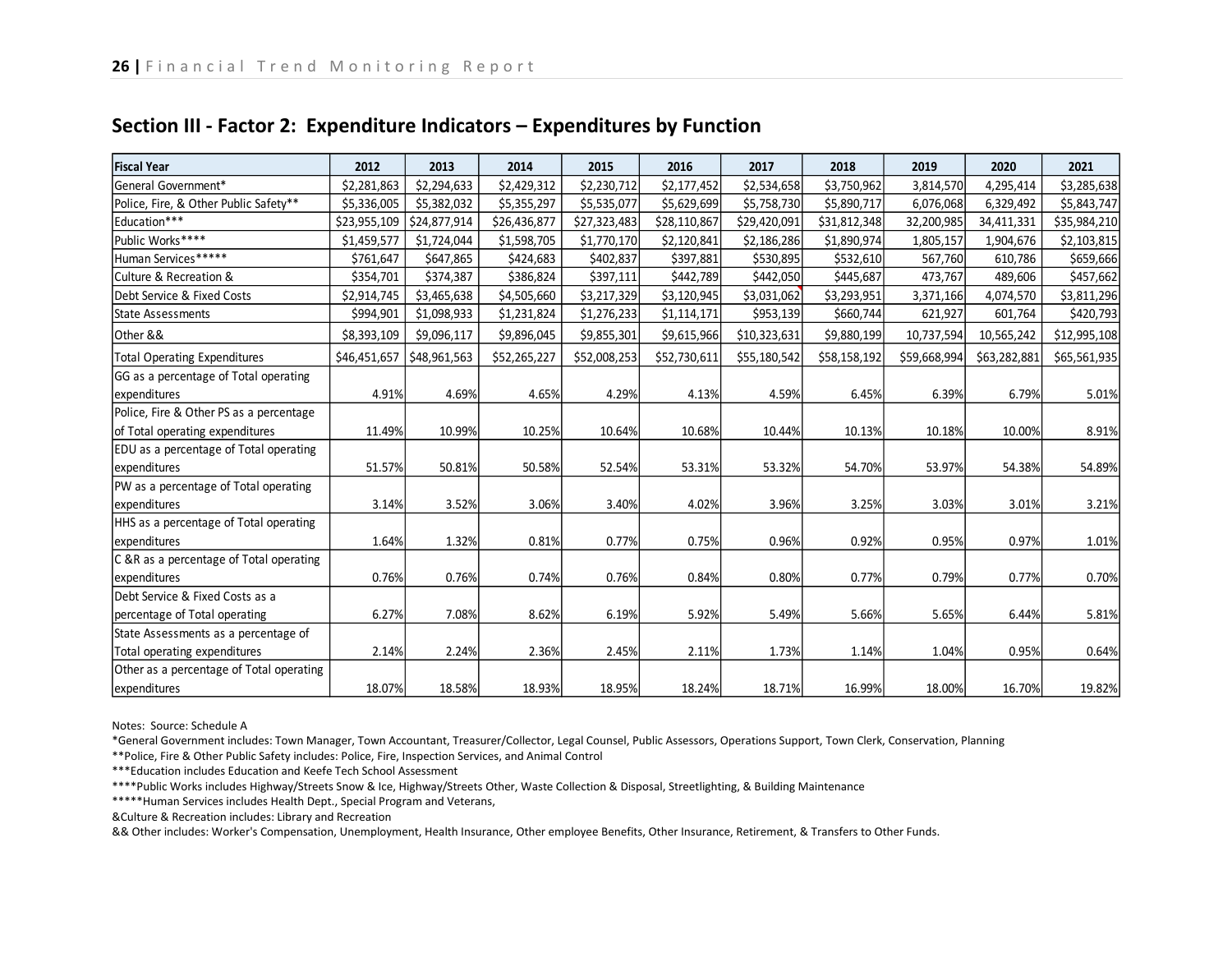## Section III - Factor 2: Expenditure Indicators – Expenditures by Function

| Fiscal Year | 2012 | 2013 | 2014 | 2015 | 2016 | 2017 | 2018 | 2019 | 2020 | 2021 |
|---|---|---|---|---|---|---|---|---|---|---|
| General Government* | $2,281,863 | $2,294,633 | $2,429,312 | $2,230,712 | $2,177,452 | $2,534,658 | $3,750,962 | 3,814,570 | 4,295,414 | $3,285,638 |
| Police, Fire, & Other Public Safety** | $5,336,005 | $5,382,032 | $5,355,297 | $5,535,077 | $5,629,699 | $5,758,730 | $5,890,717 | 6,076,068 | 6,329,492 | $5,843,747 |
| Education*** | $23,955,109 | $24,877,914 | $26,436,877 | $27,323,483 | $28,110,867 | $29,420,091 | $31,812,348 | 32,200,985 | 34,411,331 | $35,984,210 |
| Public Works**** | $1,459,577 | $1,724,044 | $1,598,705 | $1,770,170 | $2,120,841 | $2,186,286 | $1,890,974 | 1,805,157 | 1,904,676 | $2,103,815 |
| Human Services***** | $761,647 | $647,865 | $424,683 | $402,837 | $397,881 | $530,895 | $532,610 | 567,760 | 610,786 | $659,666 |
| Culture & Recreation & | $354,701 | $374,387 | $386,824 | $397,111 | $442,789 | $442,050 | $445,687 | 473,767 | 489,606 | $457,662 |
| Debt Service & Fixed Costs | $2,914,745 | $3,465,638 | $4,505,660 | $3,217,329 | $3,120,945 | $3,031,062 | $3,293,951 | 3,371,166 | 4,074,570 | $3,811,296 |
| State Assessments | $994,901 | $1,098,933 | $1,231,824 | $1,276,233 | $1,114,171 | $953,139 | $660,744 | 621,927 | 601,764 | $420,793 |
| Other && | $8,393,109 | $9,096,117 | $9,896,045 | $9,855,301 | $9,615,966 | $10,323,631 | $9,880,199 | 10,737,594 | 10,565,242 | $12,995,108 |
| Total Operating Expenditures | $46,451,657 | $48,961,563 | $52,265,227 | $52,008,253 | $52,730,611 | $55,180,542 | $58,158,192 | $59,668,994 | $63,282,881 | $65,561,935 |
| GG as a percentage of Total operating expenditures | 4.91% | 4.69% | 4.65% | 4.29% | 4.13% | 4.59% | 6.45% | 6.39% | 6.79% | 5.01% |
| Police, Fire & Other PS as a percentage of Total operating expenditures | 11.49% | 10.99% | 10.25% | 10.64% | 10.68% | 10.44% | 10.13% | 10.18% | 10.00% | 8.91% |
| EDU as a percentage of Total operating expenditures | 51.57% | 50.81% | 50.58% | 52.54% | 53.31% | 53.32% | 54.70% | 53.97% | 54.38% | 54.89% |
| PW as a percentage of Total operating expenditures | 3.14% | 3.52% | 3.06% | 3.40% | 4.02% | 3.96% | 3.25% | 3.03% | 3.01% | 3.21% |
| HHS as a percentage of Total operating expenditures | 1.64% | 1.32% | 0.81% | 0.77% | 0.75% | 0.96% | 0.92% | 0.95% | 0.97% | 1.01% |
| C &R as a percentage of Total operating expenditures | 0.76% | 0.76% | 0.74% | 0.76% | 0.84% | 0.80% | 0.77% | 0.79% | 0.77% | 0.70% |
| Debt Service & Fixed Costs as a percentage of Total operating | 6.27% | 7.08% | 8.62% | 6.19% | 5.92% | 5.49% | 5.66% | 5.65% | 6.44% | 5.81% |
| State Assessments as a percentage of Total operating expenditures | 2.14% | 2.24% | 2.36% | 2.45% | 2.11% | 1.73% | 1.14% | 1.04% | 0.95% | 0.64% |
| Other as a percentage of Total operating expenditures | 18.07% | 18.58% | 18.93% | 18.95% | 18.24% | 18.71% | 16.99% | 18.00% | 16.70% | 19.82% |

Notes: Source: Schedule A

*General Government includes: Town Manager, Town Accountant, Treasurer/Collector, Legal Counsel, Public Assessors, Operations Support, Town Clerk, Conservation, Planning

**Police, Fire & Other Public Safety includes: Police, Fire, Inspection Services, and Animal Control

***Education includes Education and Keefe Tech School Assessment

****Public Works includes Highway/Streets Snow & Ice, Highway/Streets Other, Waste Collection & Disposal, Streetlighting, & Building Maintenance

*****Human Services includes Health Dept., Special Program and Veterans,

&Culture & Recreation includes: Library and Recreation

&& Other includes: Worker's Compensation, Unemployment, Health Insurance, Other employee Benefits, Other Insurance, Retirement, & Transfers to Other Funds.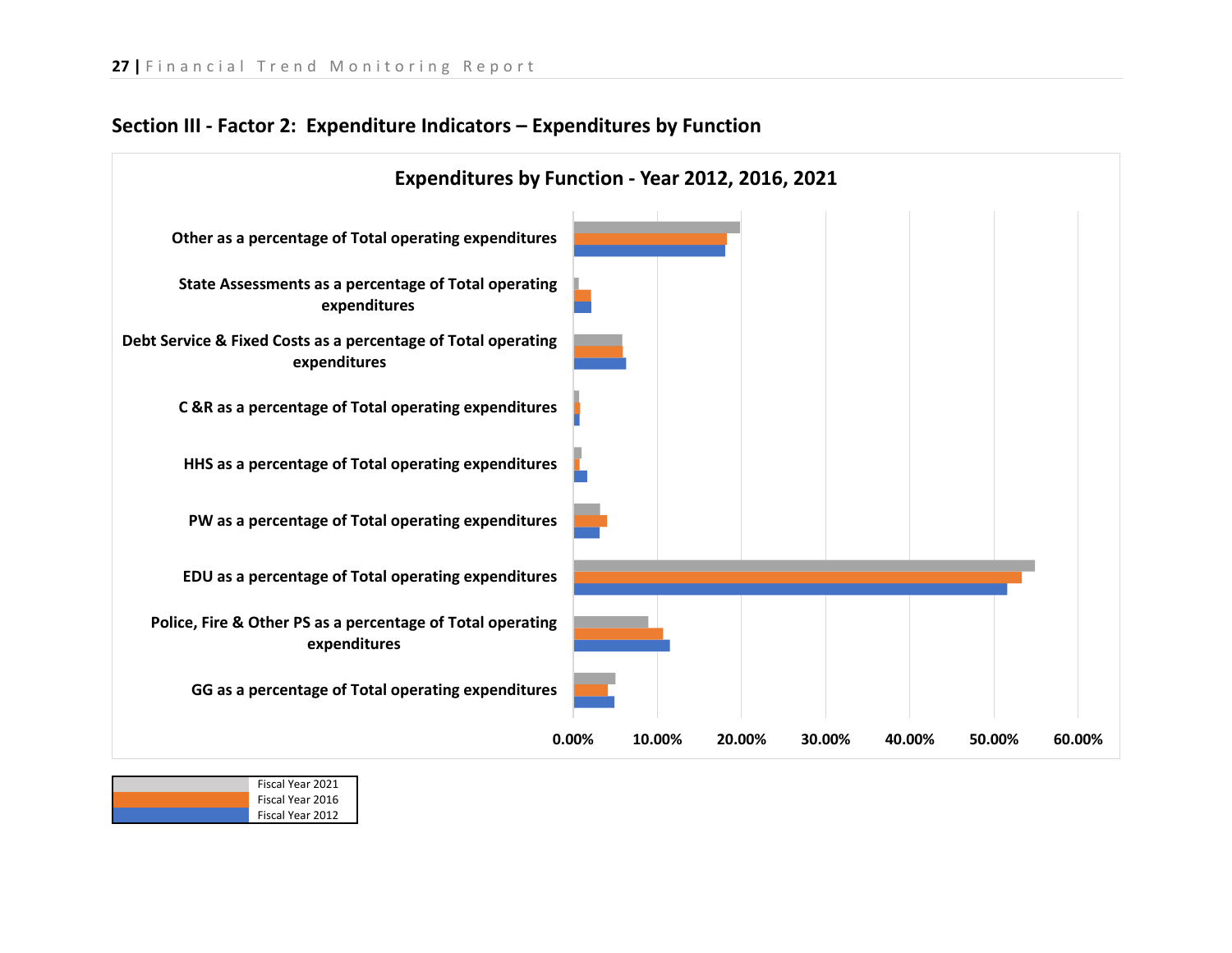## Section III - Factor 2: Expenditure Indicators – Expenditures by Function

**Expenditures by Function - Year 2012, 2016, 2021**

Other as a percentage of Total operating expenditures

State Assessments as a percentage of Total operating expenditures

Debt Service & Fixed Costs as a percentage of Total operating expenditures

C &R as a percentage of Total operating expenditures

HHS as a percentage of Total operating expenditures

PW as a percentage of Total operating expenditures

EDU as a percentage of Total operating expenditures

Police, Fire & Other PS as a percentage of Total operating expenditures

GG as a percentage of Total operating expenditures

0.00% 10.00% 20.00% 30.00% 40.00% 50.00% 60.00%

Fiscal Year 2021
Fiscal Year 2016
Fiscal Year 2012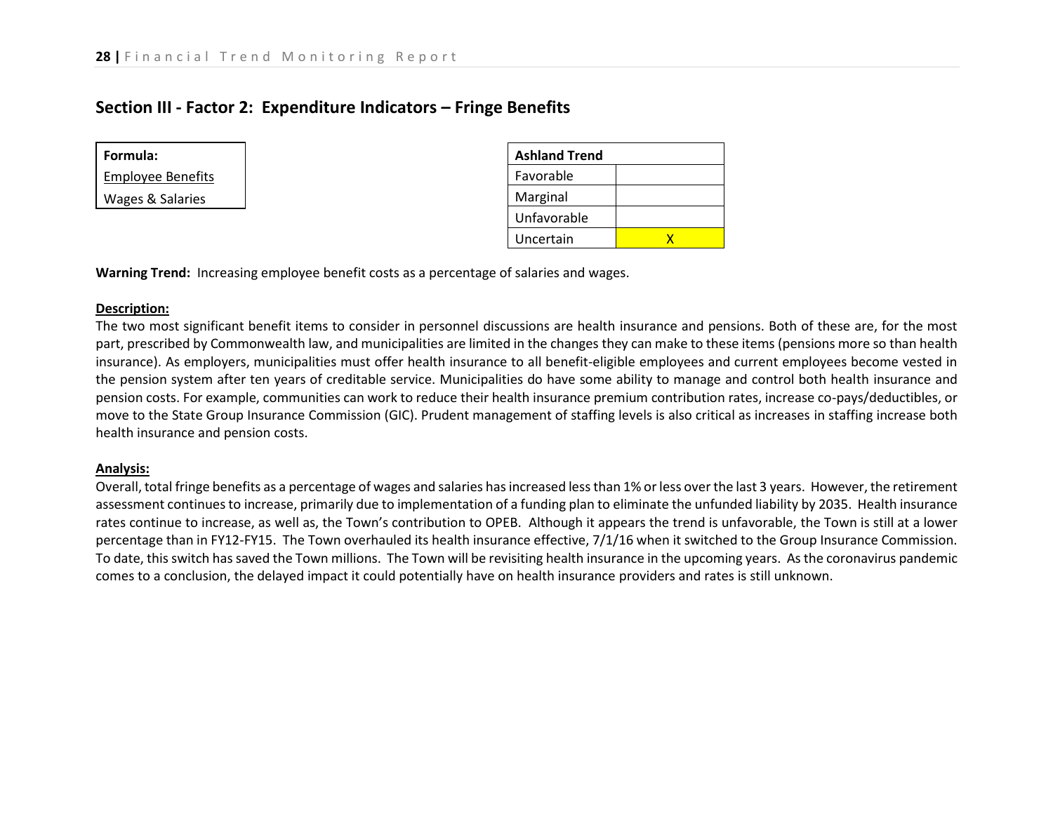## Section III - Factor 2: Expenditure Indicators – Fringe Benefits

| Formula: |
|---|
| Employee Benefits |
| Wages & Salaries |

| Ashland Trend | |
|---|---|
| Favorable | |
| Marginal | |
| Unfavorable | |
| Uncertain | X |

**Warning Trend:** Increasing employee benefit costs as a percentage of salaries and wages.

**Description:**

The two most significant benefit items to consider in personnel discussions are health insurance and pensions. Both of these are, for the most part, prescribed by Commonwealth law, and municipalities are limited in the changes they can make to these items (pensions more so than health insurance). As employers, municipalities must offer health insurance to all benefit-eligible employees and current employees become vested in the pension system after ten years of creditable service. Municipalities do have some ability to manage and control both health insurance and pension costs. For example, communities can work to reduce their health insurance premium contribution rates, increase co-pays/deductibles, or move to the State Group Insurance Commission (GIC). Prudent management of staffing levels is also critical as increases in staffing increase both health insurance and pension costs.

**Analysis:**

Overall, total fringe benefits as a percentage of wages and salaries has increased less than 1% or less over the last 3 years. However, the retirement assessment continues to increase, primarily due to implementation of a funding plan to eliminate the unfunded liability by 2035. Health insurance rates continue to increase, as well as, the Town's contribution to OPEB. Although it appears the trend is unfavorable, the Town is still at a lower percentage than in FY12-FY15. The Town overhauled its health insurance effective, 7/1/16 when it switched to the Group Insurance Commission. To date, this switch has saved the Town millions. The Town will be revisiting health insurance in the upcoming years. As the coronavirus pandemic comes to a conclusion, the delayed impact it could potentially have on health insurance providers and rates is still unknown.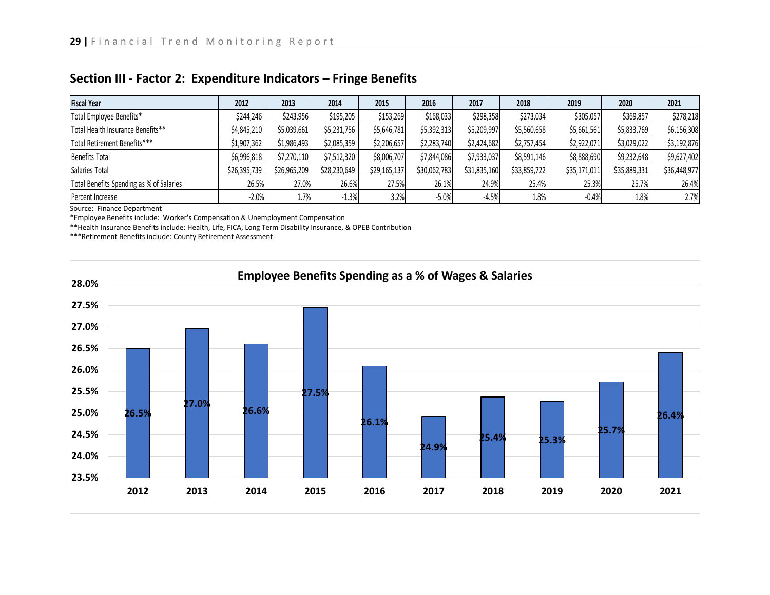## Section III - Factor 2: Expenditure Indicators – Fringe Benefits

| Fiscal Year | 2012 | 2013 | 2014 | 2015 | 2016 | 2017 | 2018 | 2019 | 2020 | 2021 |
|---|---|---|---|---|---|---|---|---|---|---|
| Total Employee Benefits* | $244,246 | $243,956 | $195,205 | $153,269 | $168,033 | $298,358 | $273,034 | $305,057 | $369,857 | $278,218 |
| Total Health Insurance Benefits** | $4,845,210 | $5,039,661 | $5,231,756 | $5,646,781 | $5,392,313 | $5,209,997 | $5,560,658 | $5,661,561 | $5,833,769 | $6,156,308 |
| Total Retirement Benefits*** | $1,907,362 | $1,986,493 | $2,085,359 | $2,206,657 | $2,283,740 | $2,424,682 | $2,757,454 | $2,922,071 | $3,029,022 | $3,192,876 |
| Benefits Total | $6,996,818 | $7,270,110 | $7,512,320 | $8,006,707 | $7,844,086 | $7,933,037 | $8,591,146 | $8,888,690 | $9,232,648 | $9,627,402 |
| Salaries Total | $26,395,739 | $26,965,209 | $28,230,649 | $29,165,137 | $30,062,783 | $31,835,160 | $33,859,722 | $35,171,011 | $35,889,331 | $36,448,977 |
| Total Benefits Spending as % of Salaries | 26.5% | 27.0% | 26.6% | 27.5% | 26.1% | 24.9% | 25.4% | 25.3% | 25.7% | 26.4% |
| Percent Increase | -2.0% | 1.7% | -1.3% | 3.2% | -5.0% | -4.5% | 1.8% | -0.4% | 1.8% | 2.7% |

Source: Finance Department

*Employee Benefits include: Worker's Compensation & Unemployment Compensation

**Health Insurance Benefits include: Health, Life, FICA, Long Term Disability Insurance, & OPEB Contribution

***Retirement Benefits include: County Retirement Assessment

**Employee Benefits Spending as a % of Wages & Salaries**

| Year | % |
|---|---|
| 2012 | 26.5% |
| 2013 | 27.0% |
| 2014 | 26.6% |
| 2015 | 27.5% |
| 2016 | 26.1% |
| 2017 | 24.9% |
| 2018 | 25.4% |
| 2019 | 25.3% |
| 2020 | 25.7% |
| 2021 | 26.4% |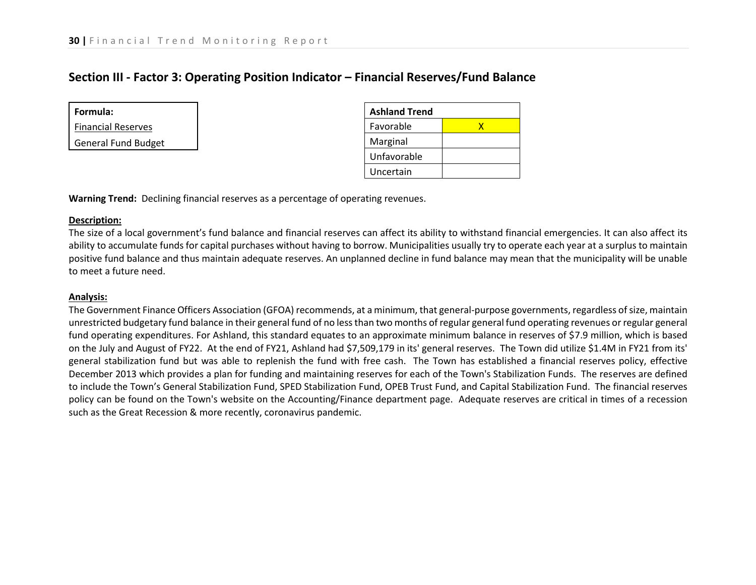## Section III - Factor 3: Operating Position Indicator – Financial Reserves/Fund Balance

| Formula: |
| --- |
| Financial Reserves |
| General Fund Budget |

| Ashland Trend | |
| --- | --- |
| Favorable | X |
| Marginal | |
| Unfavorable | |
| Uncertain | |

**Warning Trend:** Declining financial reserves as a percentage of operating revenues.

**Description:**

The size of a local government's fund balance and financial reserves can affect its ability to withstand financial emergencies. It can also affect its ability to accumulate funds for capital purchases without having to borrow. Municipalities usually try to operate each year at a surplus to maintain positive fund balance and thus maintain adequate reserves. An unplanned decline in fund balance may mean that the municipality will be unable to meet a future need.

**Analysis:**

The Government Finance Officers Association (GFOA) recommends, at a minimum, that general-purpose governments, regardless of size, maintain unrestricted budgetary fund balance in their general fund of no less than two months of regular general fund operating revenues or regular general fund operating expenditures. For Ashland, this standard equates to an approximate minimum balance in reserves of $7.9 million, which is based on the July and August of FY22. At the end of FY21, Ashland had $7,509,179 in its' general reserves. The Town did utilize $1.4M in FY21 from its' general stabilization fund but was able to replenish the fund with free cash. The Town has established a financial reserves policy, effective December 2013 which provides a plan for funding and maintaining reserves for each of the Town's Stabilization Funds. The reserves are defined to include the Town's General Stabilization Fund, SPED Stabilization Fund, OPEB Trust Fund, and Capital Stabilization Fund. The financial reserves policy can be found on the Town's website on the Accounting/Finance department page. Adequate reserves are critical in times of a recession such as the Great Recession & more recently, coronavirus pandemic.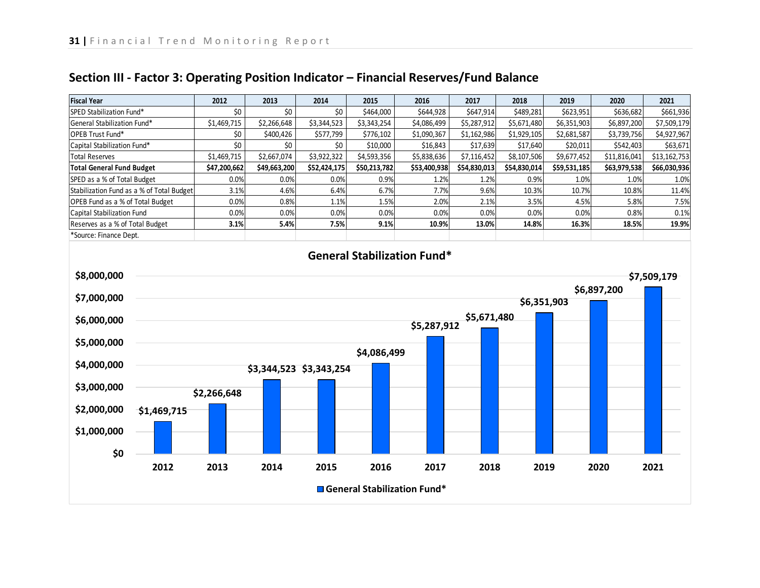## Section III - Factor 3: Operating Position Indicator – Financial Reserves/Fund Balance

| Fiscal Year | 2012 | 2013 | 2014 | 2015 | 2016 | 2017 | 2018 | 2019 | 2020 | 2021 |
|---|---|---|---|---|---|---|---|---|---|---|
| SPED Stabilization Fund* | $0 | $0 | $0 | $464,000 | $644,928 | $647,914 | $489,281 | $623,951 | $636,682 | $661,936 |
| General Stabilization Fund* | $1,469,715 | $2,266,648 | $3,344,523 | $3,343,254 | $4,086,499 | $5,287,912 | $5,671,480 | $6,351,903 | $6,897,200 | $7,509,179 |
| OPEB Trust Fund* | $0 | $400,426 | $577,799 | $776,102 | $1,090,367 | $1,162,986 | $1,929,105 | $2,681,587 | $3,739,756 | $4,927,967 |
| Capital Stabilization Fund* | $0 | $0 | $0 | $10,000 | $16,843 | $17,639 | $17,640 | $20,011 | $542,403 | $63,671 |
| Total Reserves | $1,469,715 | $2,667,074 | $3,922,322 | $4,593,356 | $5,838,636 | $7,116,452 | $8,107,506 | $9,677,452 | $11,816,041 | $13,162,753 |
| **Total General Fund Budget** | **$47,200,662** | **$49,663,200** | **$52,424,175** | **$50,213,782** | **$53,400,938** | **$54,830,013** | **$54,830,014** | **$59,531,185** | **$63,979,538** | **$66,030,936** |
| SPED as a % of Total Budget | 0.0% | 0.0% | 0.0% | 0.9% | 1.2% | 1.2% | 0.9% | 1.0% | 1.0% | 1.0% |
| Stabilization Fund as a % of Total Budget | 3.1% | 4.6% | 6.4% | 6.7% | 7.7% | 9.6% | 10.3% | 10.7% | 10.8% | 11.4% |
| OPEB Fund as a % of Total Budget | 0.0% | 0.8% | 1.1% | 1.5% | 2.0% | 2.1% | 3.5% | 4.5% | 5.8% | 7.5% |
| Capital Stabilization Fund | 0.0% | 0.0% | 0.0% | 0.0% | 0.0% | 0.0% | 0.0% | 0.0% | 0.8% | 0.1% |
| Reserves as a % of Total Budget | **3.1%** | **5.4%** | **7.5%** | **9.1%** | **10.9%** | **13.0%** | **14.8%** | **16.3%** | **18.5%** | **19.9%** |

*Source: Finance Dept.

**General Stabilization Fund***

| Year | General Stabilization Fund* |
|---|---|
| 2012 | $1,469,715 |
| 2013 | $2,266,648 |
| 2014 | $3,344,523 |
| 2015 | $3,343,254 |
| 2016 | $4,086,499 |
| 2017 | $5,287,912 |
| 2018 | $5,671,480 |
| 2019 | $6,351,903 |
| 2020 | $6,897,200 |
| 2021 | $7,509,179 |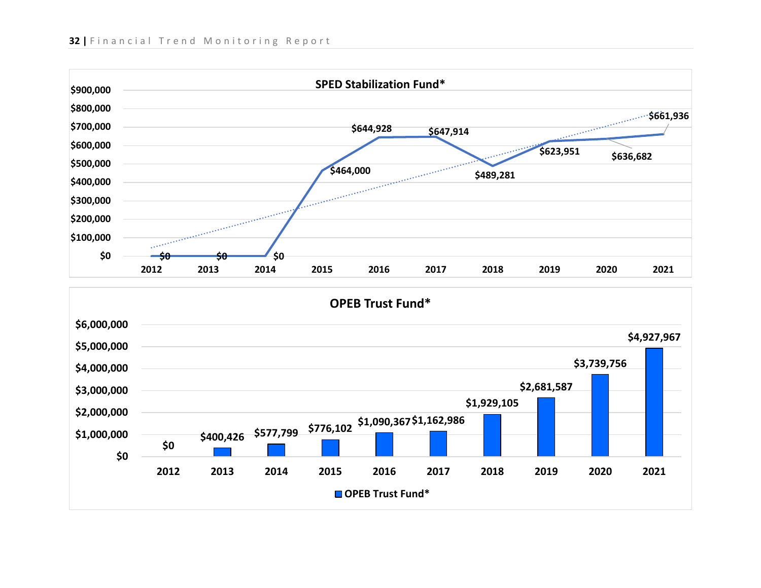## SPED Stabilization Fund*

| Year | SPED Stabilization Fund* |
|---|---|
| 2012 | $0 |
| 2013 | $0 |
| 2014 | $0 |
| 2015 | $464,000 |
| 2016 | $644,928 |
| 2017 | $647,914 |
| 2018 | $489,281 |
| 2019 | $623,951 |
| 2020 | $636,682 |
| 2021 | $661,936 |

## OPEB Trust Fund*

| Year | OPEB Trust Fund* |
|---|---|
| 2012 | $0 |
| 2013 | $400,426 |
| 2014 | $577,799 |
| 2015 | $776,102 |
| 2016 | $1,090,367 |
| 2017 | $1,162,986 |
| 2018 | $1,929,105 |
| 2019 | $2,681,587 |
| 2020 | $3,739,756 |
| 2021 | $4,927,967 |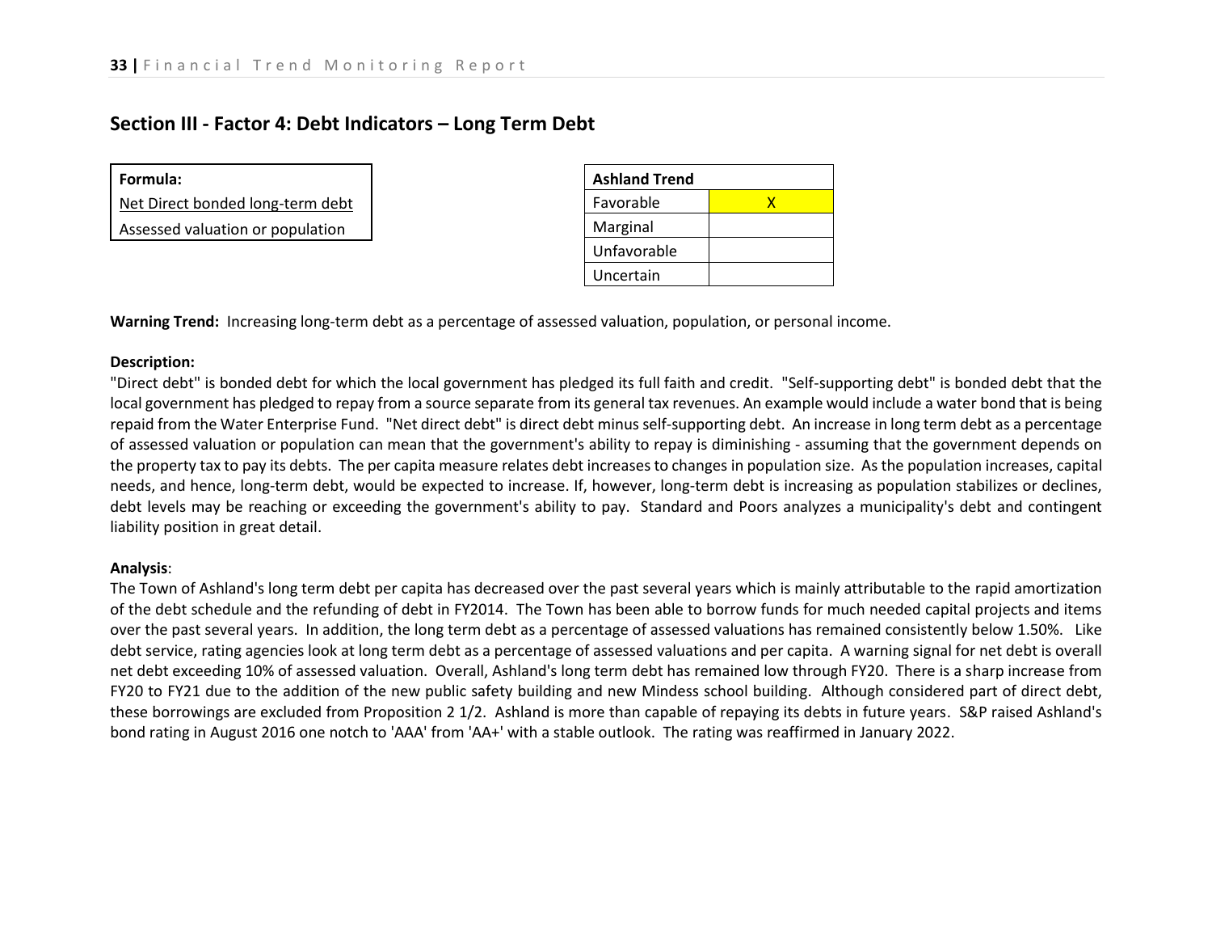## Section III - Factor 4: Debt Indicators – Long Term Debt

| Formula: |
| --- |
| Net Direct bonded long-term debt |
| Assessed valuation or population |

| Ashland Trend | |
| --- | --- |
| Favorable | X |
| Marginal | |
| Unfavorable | |
| Uncertain | |

**Warning Trend:** Increasing long-term debt as a percentage of assessed valuation, population, or personal income.

**Description:**
"Direct debt" is bonded debt for which the local government has pledged its full faith and credit. "Self-supporting debt" is bonded debt that the local government has pledged to repay from a source separate from its general tax revenues. An example would include a water bond that is being repaid from the Water Enterprise Fund. "Net direct debt" is direct debt minus self-supporting debt. An increase in long term debt as a percentage of assessed valuation or population can mean that the government's ability to repay is diminishing - assuming that the government depends on the property tax to pay its debts. The per capita measure relates debt increases to changes in population size. As the population increases, capital needs, and hence, long-term debt, would be expected to increase. If, however, long-term debt is increasing as population stabilizes or declines, debt levels may be reaching or exceeding the government's ability to pay. Standard and Poors analyzes a municipality's debt and contingent liability position in great detail.

**Analysis**:
The Town of Ashland's long term debt per capita has decreased over the past several years which is mainly attributable to the rapid amortization of the debt schedule and the refunding of debt in FY2014. The Town has been able to borrow funds for much needed capital projects and items over the past several years. In addition, the long term debt as a percentage of assessed valuations has remained consistently below 1.50%. Like debt service, rating agencies look at long term debt as a percentage of assessed valuations and per capita. A warning signal for net debt is overall net debt exceeding 10% of assessed valuation. Overall, Ashland's long term debt has remained low through FY20. There is a sharp increase from FY20 to FY21 due to the addition of the new public safety building and new Mindess school building. Although considered part of direct debt, these borrowings are excluded from Proposition 2 1/2. Ashland is more than capable of repaying its debts in future years. S&P raised Ashland's bond rating in August 2016 one notch to 'AAA' from 'AA+' with a stable outlook. The rating was reaffirmed in January 2022.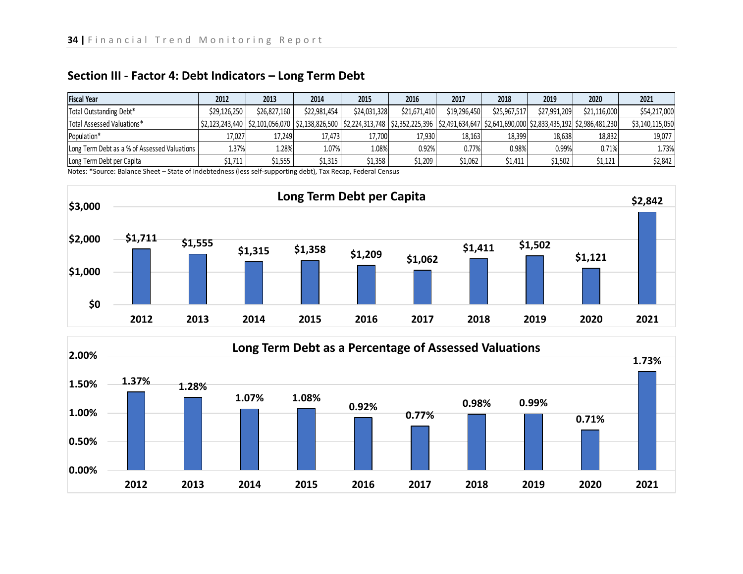## Section III - Factor 4: Debt Indicators – Long Term Debt

| Fiscal Year | 2012 | 2013 | 2014 | 2015 | 2016 | 2017 | 2018 | 2019 | 2020 | 2021 |
|---|---|---|---|---|---|---|---|---|---|---|
| Total Outstanding Debt* | $29,126,250 | $26,827,160 | $22,981,454 | $24,031,328 | $21,671,410 | $19,296,450 | $25,967,517 | $27,991,209 | $21,116,000 | $54,217,000 |
| Total Assessed Valuations* | $2,123,243,440 | $2,101,056,070 | $2,138,826,500 | $2,224,313,748 | $2,352,225,396 | $2,491,634,647 | $2,641,690,000 | $2,833,435,192 | $2,986,481,230 | $3,140,115,050 |
| Population* | 17,027 | 17,249 | 17,473 | 17,700 | 17,930 | 18,163 | 18,399 | 18,638 | 18,832 | 19,077 |
| Long Term Debt as a % of Assessed Valuations | 1.37% | 1.28% | 1.07% | 1.08% | 0.92% | 0.77% | 0.98% | 0.99% | 0.71% | 1.73% |
| Long Term Debt per Capita | $1,711 | $1,555 | $1,315 | $1,358 | $1,209 | $1,062 | $1,411 | $1,502 | $1,121 | $2,842 |

Notes: *Source: Balance Sheet – State of Indebtedness (less self-supporting debt), Tax Recap, Federal Census

**Long Term Debt per Capita**

| Year | 2012 | 2013 | 2014 | 2015 | 2016 | 2017 | 2018 | 2019 | 2020 | 2021 |
|---|---|---|---|---|---|---|---|---|---|---|
| Per Capita | $1,711 | $1,555 | $1,315 | $1,358 | $1,209 | $1,062 | $1,411 | $1,502 | $1,121 | $2,842 |

**Long Term Debt as a Percentage of Assessed Valuations**

| Year | 2012 | 2013 | 2014 | 2015 | 2016 | 2017 | 2018 | 2019 | 2020 | 2021 |
|---|---|---|---|---|---|---|---|---|---|---|
| % of Assessed Valuations | 1.37% | 1.28% | 1.07% | 1.08% | 0.92% | 0.77% | 0.98% | 0.99% | 0.71% | 1.73% |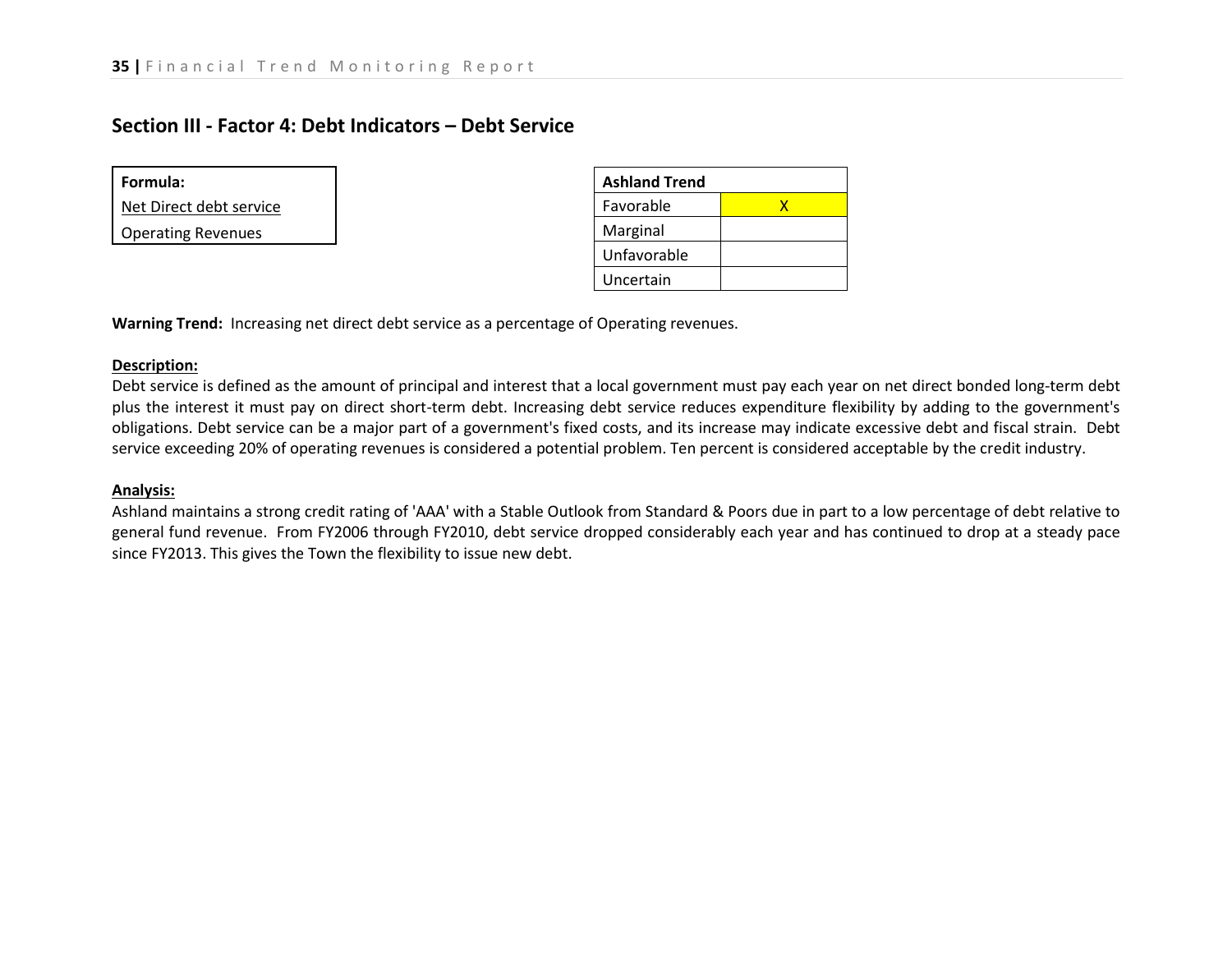## Section III - Factor 4: Debt Indicators – Debt Service

| **Formula:** |
|---|
| Net Direct debt service |
| Operating Revenues |

| **Ashland Trend** | |
|---|---|
| Favorable | X |
| Marginal | |
| Unfavorable | |
| Uncertain | |

**Warning Trend:** Increasing net direct debt service as a percentage of Operating revenues.

**Description:**

Debt service is defined as the amount of principal and interest that a local government must pay each year on net direct bonded long-term debt plus the interest it must pay on direct short-term debt. Increasing debt service reduces expenditure flexibility by adding to the government's obligations. Debt service can be a major part of a government's fixed costs, and its increase may indicate excessive debt and fiscal strain. Debt service exceeding 20% of operating revenues is considered a potential problem. Ten percent is considered acceptable by the credit industry.

**Analysis:**

Ashland maintains a strong credit rating of 'AAA' with a Stable Outlook from Standard & Poors due in part to a low percentage of debt relative to general fund revenue. From FY2006 through FY2010, debt service dropped considerably each year and has continued to drop at a steady pace since FY2013. This gives the Town the flexibility to issue new debt.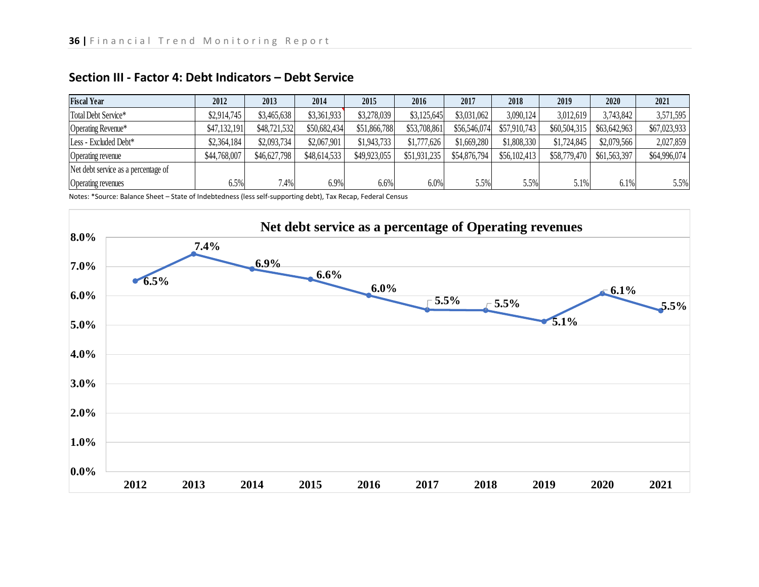## Section III - Factor 4: Debt Indicators – Debt Service

| Fiscal Year | 2012 | 2013 | 2014 | 2015 | 2016 | 2017 | 2018 | 2019 | 2020 | 2021 |
|---|---|---|---|---|---|---|---|---|---|---|
| Total Debt Service* | $2,914,745 | $3,465,638 | $3,361,933 | $3,278,039 | $3,125,645 | $3,031,062 | 3,090,124 | 3,012,619 | 3,743,842 | 3,571,595 |
| Operating Revenue* | $47,132,191 | $48,721,532 | $50,682,434 | $51,866,788 | $53,708,861 | $56,546,074 | $57,910,743 | $60,504,315 | $63,642,963 | $67,023,933 |
| Less - Excluded Debt* | $2,364,184 | $2,093,734 | $2,067,901 | $1,943,733 | $1,777,626 | $1,669,280 | $1,808,330 | $1,724,845 | $2,079,566 | 2,027,859 |
| Operating revenue | $44,768,007 | $46,627,798 | $48,614,533 | $49,923,055 | $51,931,235 | $54,876,794 | $56,102,413 | $58,779,470 | $61,563,397 | $64,996,074 |
| Net debt service as a percentage of Operating revenues | 6.5% | 7.4% | 6.9% | 6.6% | 6.0% | 5.5% | 5.5% | 5.1% | 6.1% | 5.5% |

Notes: *Source: Balance Sheet – State of Indebtedness (less self-supporting debt), Tax Recap, Federal Census

**Net debt service as a percentage of Operating revenues**

| Year | 2012 | 2013 | 2014 | 2015 | 2016 | 2017 | 2018 | 2019 | 2020 | 2021 |
|---|---|---|---|---|---|---|---|---|---|---|
| % | 6.5% | 7.4% | 6.9% | 6.6% | 6.0% | 5.5% | 5.5% | 5.1% | 6.1% | 5.5% |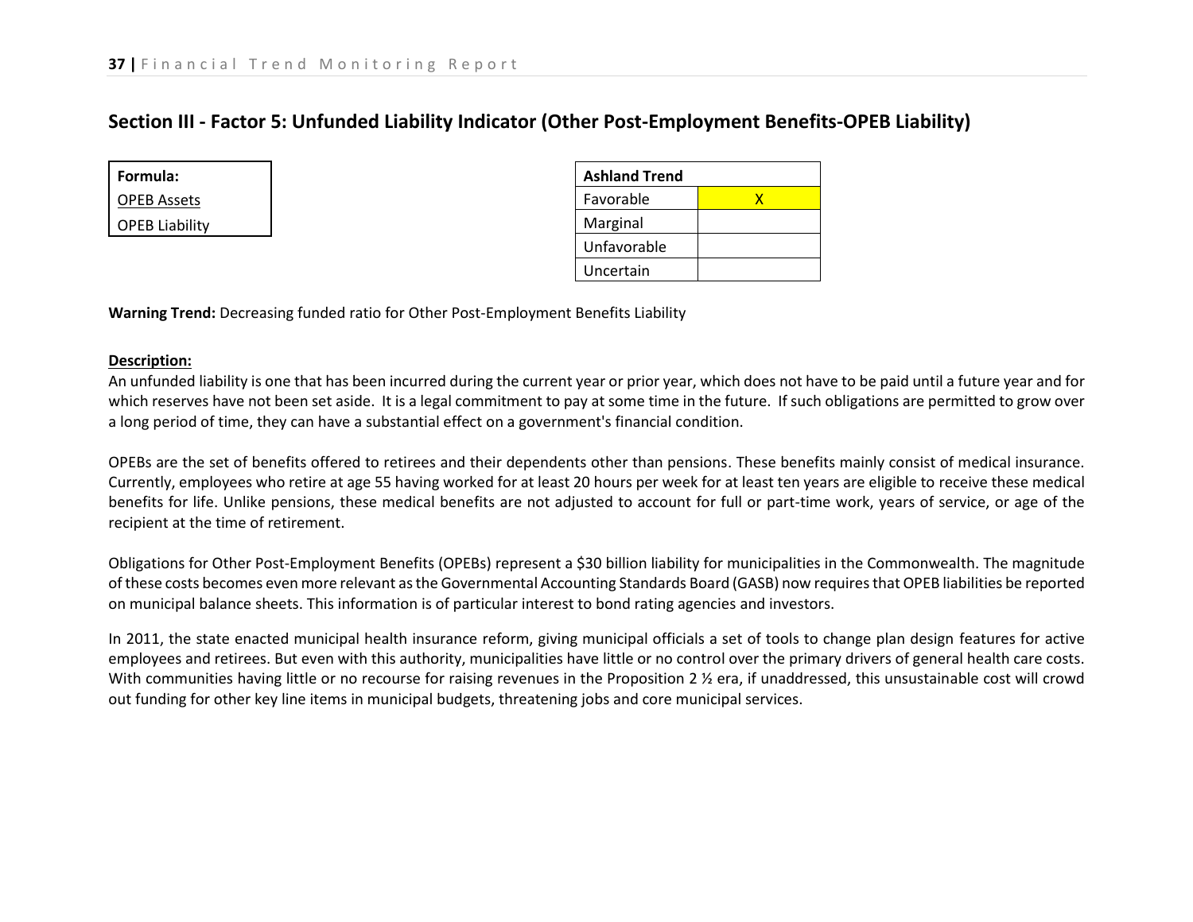## Section III - Factor 5: Unfunded Liability Indicator (Other Post-Employment Benefits-OPEB Liability)

| Formula: |
|---|
| OPEB Assets |
| OPEB Liability |

| Ashland Trend | |
|---|---|
| Favorable | X |
| Marginal | |
| Unfavorable | |
| Uncertain | |

**Warning Trend:** Decreasing funded ratio for Other Post-Employment Benefits Liability

**Description:**

An unfunded liability is one that has been incurred during the current year or prior year, which does not have to be paid until a future year and for which reserves have not been set aside. It is a legal commitment to pay at some time in the future. If such obligations are permitted to grow over a long period of time, they can have a substantial effect on a government's financial condition.

OPEBs are the set of benefits offered to retirees and their dependents other than pensions. These benefits mainly consist of medical insurance. Currently, employees who retire at age 55 having worked for at least 20 hours per week for at least ten years are eligible to receive these medical benefits for life. Unlike pensions, these medical benefits are not adjusted to account for full or part-time work, years of service, or age of the recipient at the time of retirement.

Obligations for Other Post-Employment Benefits (OPEBs) represent a $30 billion liability for municipalities in the Commonwealth. The magnitude of these costs becomes even more relevant as the Governmental Accounting Standards Board (GASB) now requires that OPEB liabilities be reported on municipal balance sheets. This information is of particular interest to bond rating agencies and investors.

In 2011, the state enacted municipal health insurance reform, giving municipal officials a set of tools to change plan design features for active employees and retirees. But even with this authority, municipalities have little or no control over the primary drivers of general health care costs. With communities having little or no recourse for raising revenues in the Proposition 2 ½ era, if unaddressed, this unsustainable cost will crowd out funding for other key line items in municipal budgets, threatening jobs and core municipal services.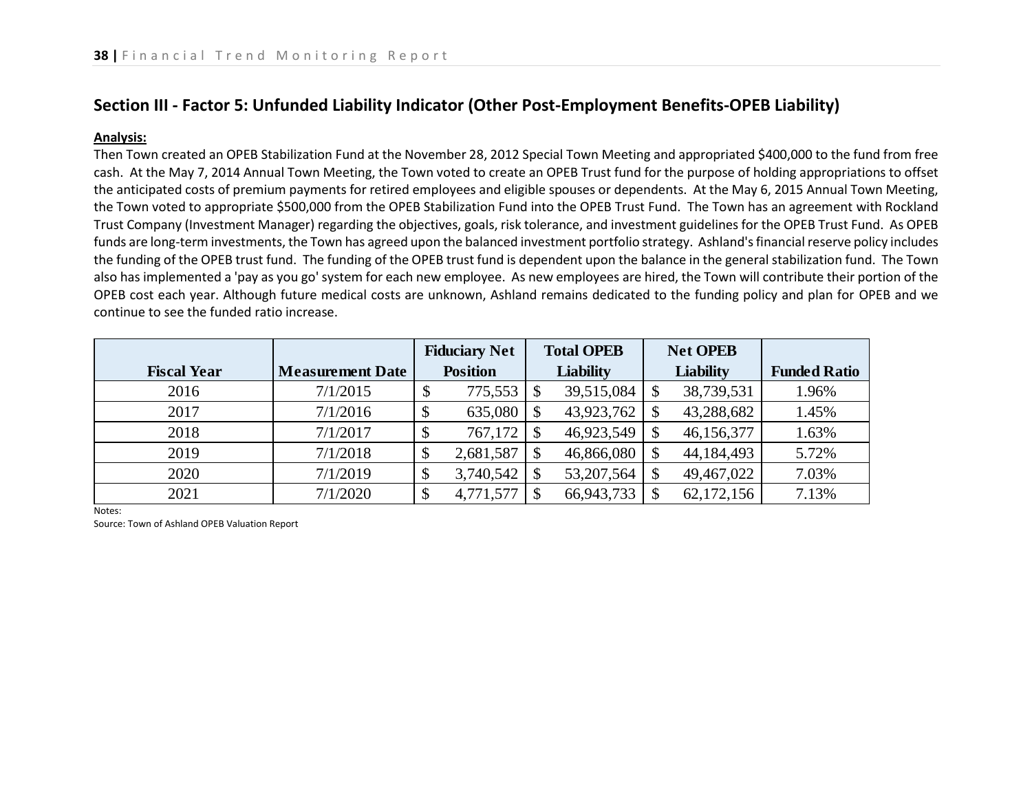## Section III - Factor 5: Unfunded Liability Indicator (Other Post-Employment Benefits-OPEB Liability)

**Analysis:**

Then Town created an OPEB Stabilization Fund at the November 28, 2012 Special Town Meeting and appropriated $400,000 to the fund from free cash. At the May 7, 2014 Annual Town Meeting, the Town voted to create an OPEB Trust fund for the purpose of holding appropriations to offset the anticipated costs of premium payments for retired employees and eligible spouses or dependents. At the May 6, 2015 Annual Town Meeting, the Town voted to appropriate $500,000 from the OPEB Stabilization Fund into the OPEB Trust Fund. The Town has an agreement with Rockland Trust Company (Investment Manager) regarding the objectives, goals, risk tolerance, and investment guidelines for the OPEB Trust Fund. As OPEB funds are long-term investments, the Town has agreed upon the balanced investment portfolio strategy. Ashland's financial reserve policy includes the funding of the OPEB trust fund. The funding of the OPEB trust fund is dependent upon the balance in the general stabilization fund. The Town also has implemented a 'pay as you go' system for each new employee. As new employees are hired, the Town will contribute their portion of the OPEB cost each year. Although future medical costs are unknown, Ashland remains dedicated to the funding policy and plan for OPEB and we continue to see the funded ratio increase.

| Fiscal Year | Measurement Date | Fiduciary Net Position | Total OPEB Liability | Net OPEB Liability | Funded Ratio |
|---|---|---|---|---|---|
| 2016 | 7/1/2015 | $ 775,553 | $ 39,515,084 | $ 38,739,531 | 1.96% |
| 2017 | 7/1/2016 | $ 635,080 | $ 43,923,762 | $ 43,288,682 | 1.45% |
| 2018 | 7/1/2017 | $ 767,172 | $ 46,923,549 | $ 46,156,377 | 1.63% |
| 2019 | 7/1/2018 | $ 2,681,587 | $ 46,866,080 | $ 44,184,493 | 5.72% |
| 2020 | 7/1/2019 | $ 3,740,542 | $ 53,207,564 | $ 49,467,022 | 7.03% |
| 2021 | 7/1/2020 | $ 4,771,577 | $ 66,943,733 | $ 62,172,156 | 7.13% |

Notes:

Source: Town of Ashland OPEB Valuation Report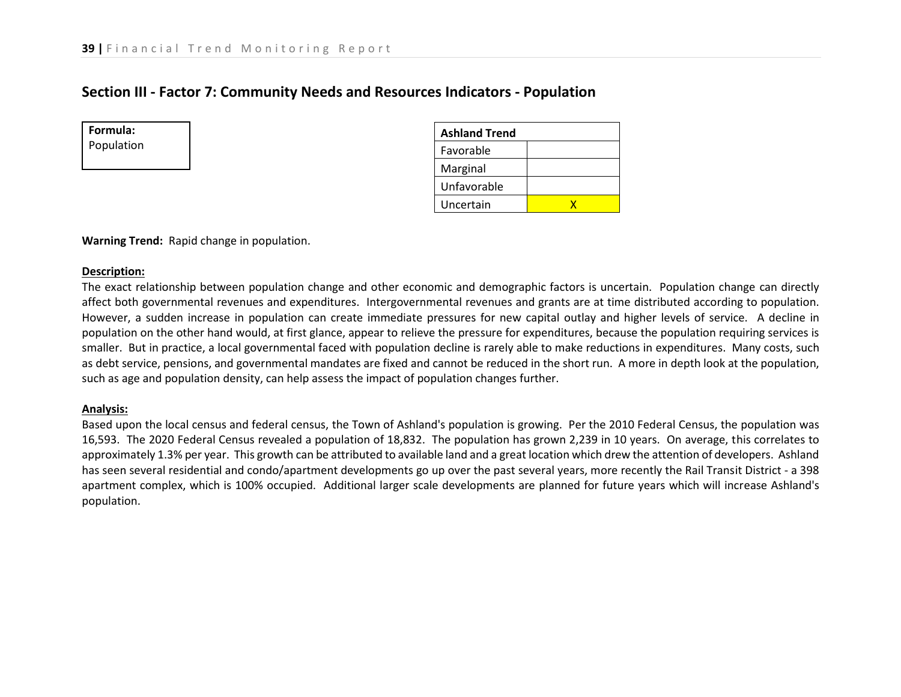## Section III - Factor 7: Community Needs and Resources Indicators - Population

| **Formula:** |
|---|
| Population |

| **Ashland Trend** | |
|---|---|
| Favorable | |
| Marginal | |
| Unfavorable | |
| Uncertain | X |

**Warning Trend:** Rapid change in population.

**Description:**

The exact relationship between population change and other economic and demographic factors is uncertain. Population change can directly affect both governmental revenues and expenditures. Intergovernmental revenues and grants are at time distributed according to population. However, a sudden increase in population can create immediate pressures for new capital outlay and higher levels of service. A decline in population on the other hand would, at first glance, appear to relieve the pressure for expenditures, because the population requiring services is smaller. But in practice, a local governmental faced with population decline is rarely able to make reductions in expenditures. Many costs, such as debt service, pensions, and governmental mandates are fixed and cannot be reduced in the short run. A more in depth look at the population, such as age and population density, can help assess the impact of population changes further.

**Analysis:**

Based upon the local census and federal census, the Town of Ashland's population is growing. Per the 2010 Federal Census, the population was 16,593. The 2020 Federal Census revealed a population of 18,832. The population has grown 2,239 in 10 years. On average, this correlates to approximately 1.3% per year. This growth can be attributed to available land and a great location which drew the attention of developers. Ashland has seen several residential and condo/apartment developments go up over the past several years, more recently the Rail Transit District - a 398 apartment complex, which is 100% occupied. Additional larger scale developments are planned for future years which will increase Ashland's population.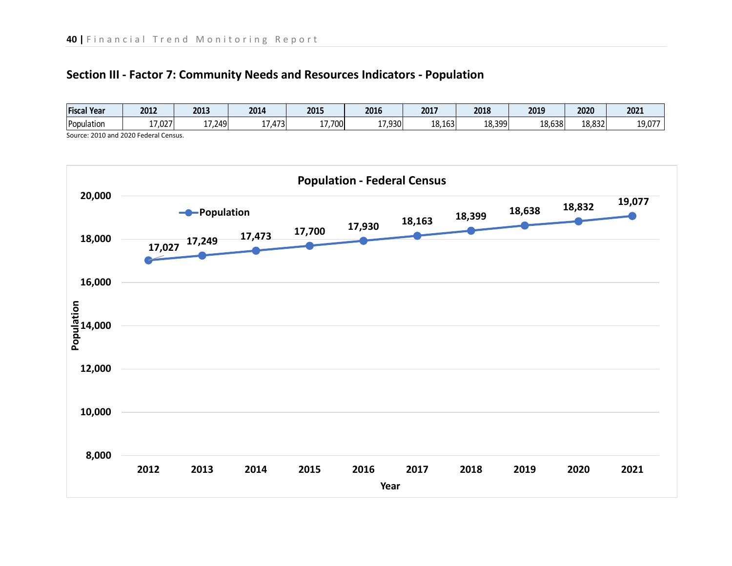## Section III - Factor 7: Community Needs and Resources Indicators - Population

| Fiscal Year | 2012 | 2013 | 2014 | 2015 | 2016 | 2017 | 2018 | 2019 | 2020 | 2021 |
|---|---|---|---|---|---|---|---|---|---|---|
| Population | 17,027 | 17,249 | 17,473 | 17,700 | 17,930 | 18,163 | 18,399 | 18,638 | 18,832 | 19,077 |

Source: 2010 and 2020 Federal Census.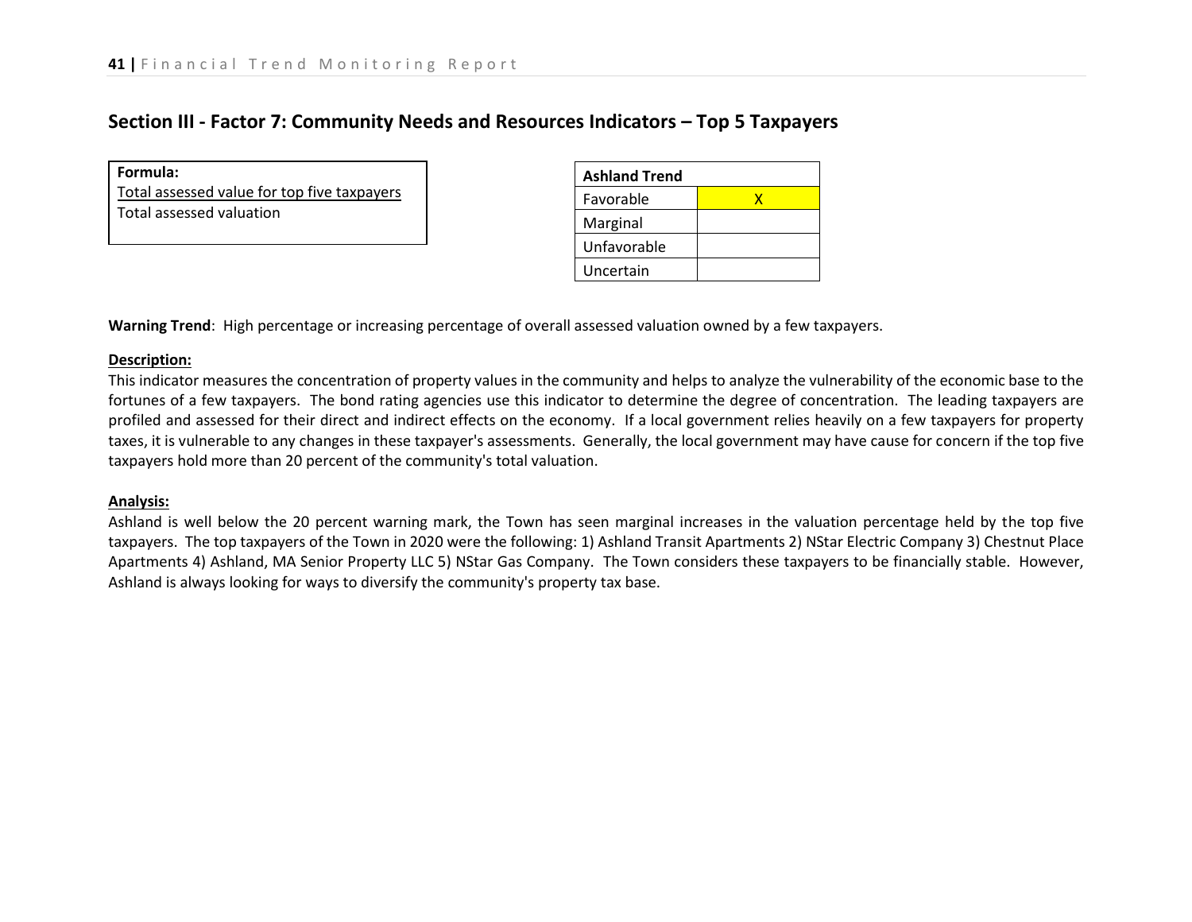## Section III - Factor 7: Community Needs and Resources Indicators – Top 5 Taxpayers

**Formula:**

Total assessed value for top five taxpayers
Total assessed valuation

| Ashland Trend | |
|---|---|
| Favorable | X |
| Marginal | |
| Unfavorable | |
| Uncertain | |

**Warning Trend**: High percentage or increasing percentage of overall assessed valuation owned by a few taxpayers.

**Description:**

This indicator measures the concentration of property values in the community and helps to analyze the vulnerability of the economic base to the fortunes of a few taxpayers. The bond rating agencies use this indicator to determine the degree of concentration. The leading taxpayers are profiled and assessed for their direct and indirect effects on the economy. If a local government relies heavily on a few taxpayers for property taxes, it is vulnerable to any changes in these taxpayer's assessments. Generally, the local government may have cause for concern if the top five taxpayers hold more than 20 percent of the community's total valuation.

**Analysis:**

Ashland is well below the 20 percent warning mark, the Town has seen marginal increases in the valuation percentage held by the top five taxpayers. The top taxpayers of the Town in 2020 were the following: 1) Ashland Transit Apartments 2) NStar Electric Company 3) Chestnut Place Apartments 4) Ashland, MA Senior Property LLC 5) NStar Gas Company. The Town considers these taxpayers to be financially stable. However, Ashland is always looking for ways to diversify the community's property tax base.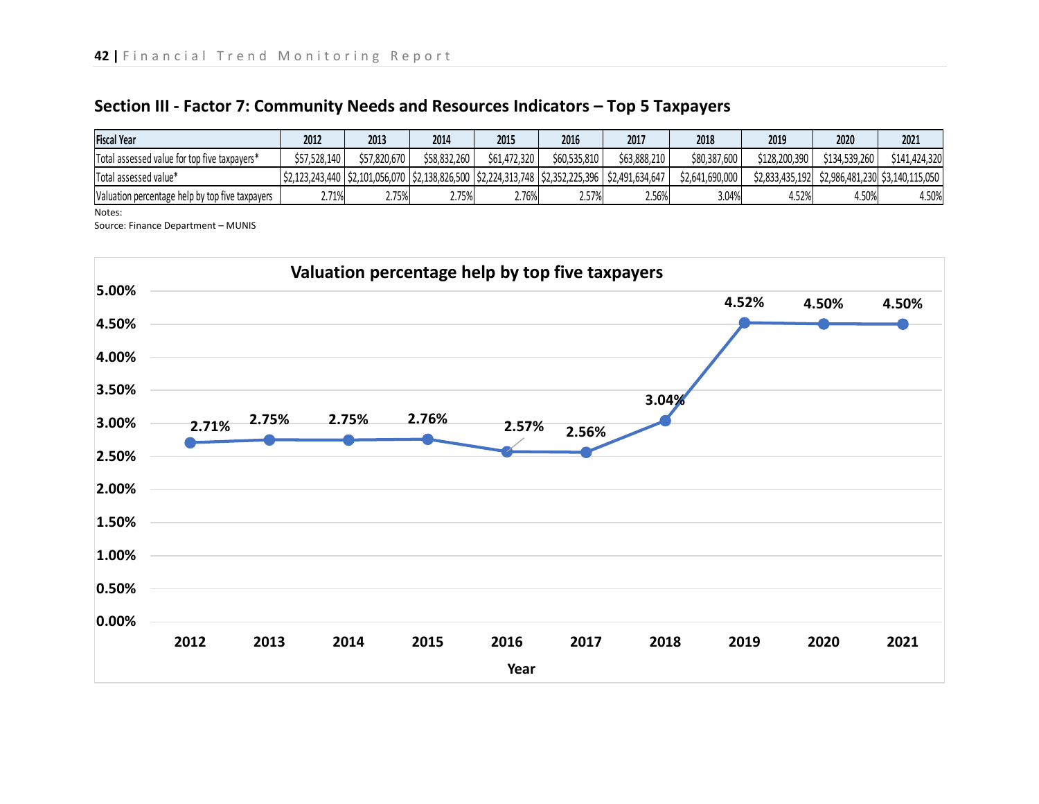## Section III - Factor 7: Community Needs and Resources Indicators – Top 5 Taxpayers

| Fiscal Year | 2012 | 2013 | 2014 | 2015 | 2016 | 2017 | 2018 | 2019 | 2020 | 2021 |
|---|---|---|---|---|---|---|---|---|---|---|
| Total assessed value for top five taxpayers* | $57,528,140 | $57,820,670 | $58,832,260 | $61,472,320 | $60,535,810 | $63,888,210 | $80,387,600 | $128,200,390 | $134,539,260 | $141,424,320 |
| Total assessed value* | $2,123,243,440 | $2,101,056,070 | $2,138,826,500 | $2,224,313,748 | $2,352,225,396 | $2,491,634,647 | $2,641,690,000 | $2,833,435,192 | $2,986,481,230 | $3,140,115,050 |
| Valuation percentage help by top five taxpayers | 2.71% | 2.75% | 2.75% | 2.76% | 2.57% | 2.56% | 3.04% | 4.52% | 4.50% | 4.50% |

Notes:

Source: Finance Department – MUNIS

Valuation percentage help by top five taxpayers

5.00%
4.50%
4.00%
3.50%
3.00%
2.50%
2.00%
1.50%
1.00%
0.50%
0.00%

2.71% 2.75% 2.75% 2.76% 2.57% 2.56% 3.04% 4.52% 4.50% 4.50%

2012 2013 2014 2015 2016 2017 2018 2019 2020 2021

Year